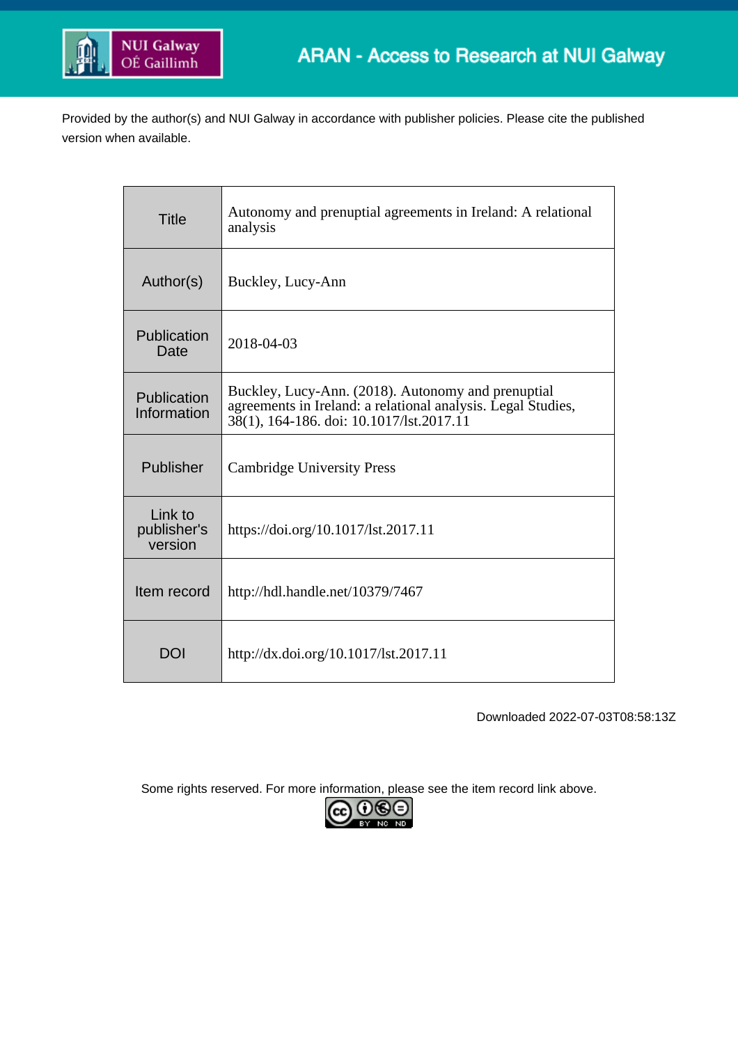ARAN - Access to Research at NUI Galway

Provided by the author(s) and NUI Galway in accordance with publisher policies. Please cite the published version when available.

| | |
|---|---|
| Title | Autonomy and prenuptial agreements in Ireland: A relational analysis |
| Author(s) | Buckley, Lucy-Ann |
| Publication Date | 2018-04-03 |
| Publication Information | Buckley, Lucy-Ann. (2018). Autonomy and prenuptial agreements in Ireland: a relational analysis. Legal Studies, 38(1), 164-186. doi: 10.1017/lst.2017.11 |
| Publisher | Cambridge University Press |
| Link to publisher's version | https://doi.org/10.1017/lst.2017.11 |
| Item record | http://hdl.handle.net/10379/7467 |
| DOI | http://dx.doi.org/10.1017/lst.2017.11 |

Downloaded 2022-07-03T08:58:13Z

Some rights reserved. For more information, please see the item record link above.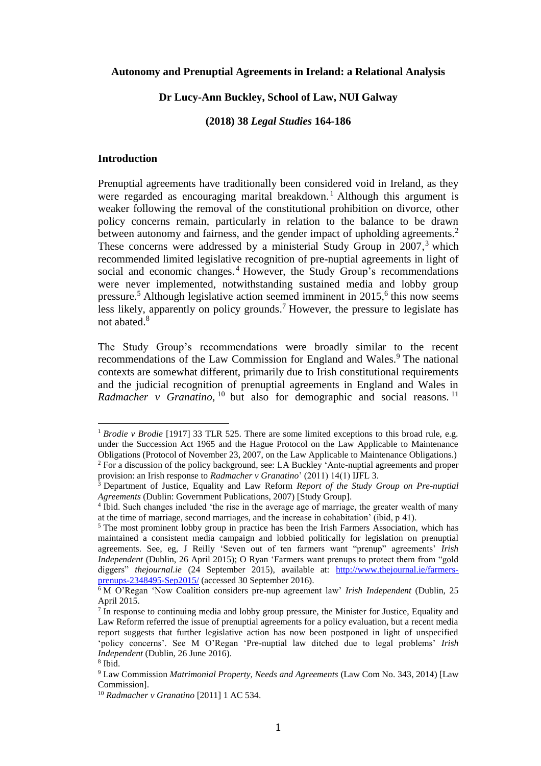**Autonomy and Prenuptial Agreements in Ireland: a Relational Analysis**

**Dr Lucy-Ann Buckley, School of Law, NUI Galway**

**(2018) 38 *Legal Studies* 164-186**

## Introduction

Prenuptial agreements have traditionally been considered void in Ireland, as they were regarded as encouraging marital breakdown.[1] Although this argument is weaker following the removal of the constitutional prohibition on divorce, other policy concerns remain, particularly in relation to the balance to be drawn between autonomy and fairness, and the gender impact of upholding agreements.[2] These concerns were addressed by a ministerial Study Group in 2007,[3] which recommended limited legislative recognition of pre-nuptial agreements in light of social and economic changes.[4] However, the Study Group's recommendations were never implemented, notwithstanding sustained media and lobby group pressure.[5] Although legislative action seemed imminent in 2015,[6] this now seems less likely, apparently on policy grounds.[7] However, the pressure to legislate has not abated.[8]

The Study Group's recommendations were broadly similar to the recent recommendations of the Law Commission for England and Wales.[9] The national contexts are somewhat different, primarily due to Irish constitutional requirements and the judicial recognition of prenuptial agreements in England and Wales in *Radmacher v Granatino*,[10] but also for demographic and social reasons.[11]

---

[1] *Brodie v Brodie* [1917] 33 TLR 525. There are some limited exceptions to this broad rule, e.g. under the Succession Act 1965 and the Hague Protocol on the Law Applicable to Maintenance Obligations (Protocol of November 23, 2007, on the Law Applicable to Maintenance Obligations.)

[2] For a discussion of the policy background, see: LA Buckley 'Ante-nuptial agreements and proper provision: an Irish response to *Radmacher v Granatino*' (2011) 14(1) IJFL 3.

[3] Department of Justice, Equality and Law Reform *Report of the Study Group on Pre-nuptial Agreements* (Dublin: Government Publications, 2007) [Study Group].

[4] Ibid. Such changes included 'the rise in the average age of marriage, the greater wealth of many at the time of marriage, second marriages, and the increase in cohabitation' (ibid, p 41).

[5] The most prominent lobby group in practice has been the Irish Farmers Association, which has maintained a consistent media campaign and lobbied politically for legislation on prenuptial agreements. See, eg, J Reilly 'Seven out of ten farmers want "prenup" agreements' *Irish Independent* (Dublin, 26 April 2015); O Ryan 'Farmers want prenups to protect them from "gold diggers"' *thejournal.ie* (24 September 2015), available at: http://www.thejournal.ie/farmers-prenups-2348495-Sep2015/ (accessed 30 September 2016).

[6] M O'Regan 'Now Coalition considers pre-nup agreement law' *Irish Independent* (Dublin, 25 April 2015.

[7] In response to continuing media and lobby group pressure, the Minister for Justice, Equality and Law Reform referred the issue of prenuptial agreements for a policy evaluation, but a recent media report suggests that further legislative action has now been postponed in light of unspecified 'policy concerns'. See M O'Regan 'Pre-nuptial law ditched due to legal problems' *Irish Independent* (Dublin, 26 June 2016).

[8] Ibid.

[9] Law Commission *Matrimonial Property, Needs and Agreements* (Law Com No. 343, 2014) [Law Commission].

[10] *Radmacher v Granatino* [2011] 1 AC 534.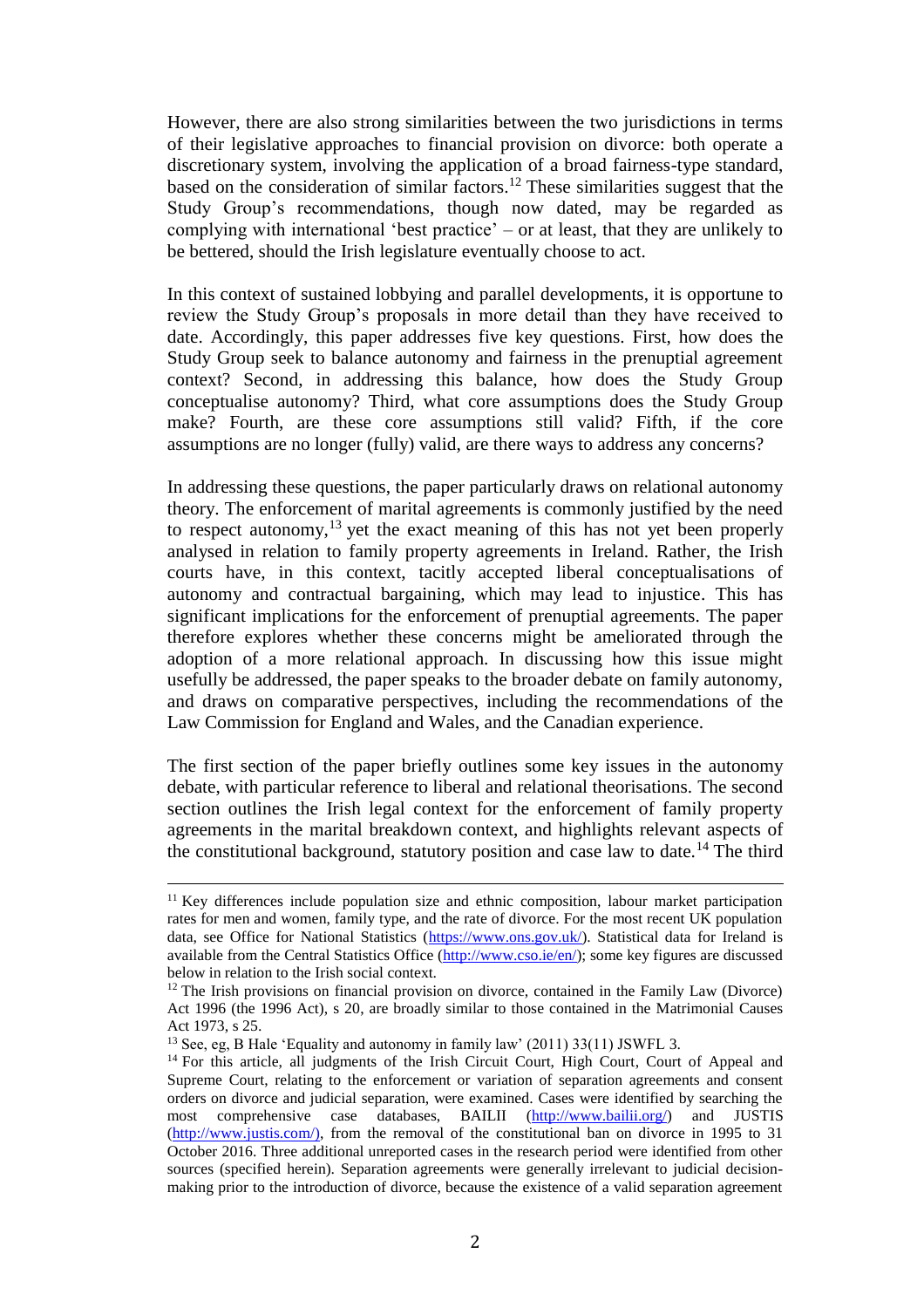However, there are also strong similarities between the two jurisdictions in terms of their legislative approaches to financial provision on divorce: both operate a discretionary system, involving the application of a broad fairness-type standard, based on the consideration of similar factors.[12] These similarities suggest that the Study Group's recommendations, though now dated, may be regarded as complying with international 'best practice' – or at least, that they are unlikely to be bettered, should the Irish legislature eventually choose to act.

In this context of sustained lobbying and parallel developments, it is opportune to review the Study Group's proposals in more detail than they have received to date. Accordingly, this paper addresses five key questions. First, how does the Study Group seek to balance autonomy and fairness in the prenuptial agreement context? Second, in addressing this balance, how does the Study Group conceptualise autonomy? Third, what core assumptions does the Study Group make? Fourth, are these core assumptions still valid? Fifth, if the core assumptions are no longer (fully) valid, are there ways to address any concerns?

In addressing these questions, the paper particularly draws on relational autonomy theory. The enforcement of marital agreements is commonly justified by the need to respect autonomy,[13] yet the exact meaning of this has not yet been properly analysed in relation to family property agreements in Ireland. Rather, the Irish courts have, in this context, tacitly accepted liberal conceptualisations of autonomy and contractual bargaining, which may lead to injustice. This has significant implications for the enforcement of prenuptial agreements. The paper therefore explores whether these concerns might be ameliorated through the adoption of a more relational approach. In discussing how this issue might usefully be addressed, the paper speaks to the broader debate on family autonomy, and draws on comparative perspectives, including the recommendations of the Law Commission for England and Wales, and the Canadian experience.

The first section of the paper briefly outlines some key issues in the autonomy debate, with particular reference to liberal and relational theorisations. The second section outlines the Irish legal context for the enforcement of family property agreements in the marital breakdown context, and highlights relevant aspects of the constitutional background, statutory position and case law to date.[14] The third

---

[11] Key differences include population size and ethnic composition, labour market participation rates for men and women, family type, and the rate of divorce. For the most recent UK population data, see Office for National Statistics (https://www.ons.gov.uk/). Statistical data for Ireland is available from the Central Statistics Office (http://www.cso.ie/en/); some key figures are discussed below in relation to the Irish social context.

[12] The Irish provisions on financial provision on divorce, contained in the Family Law (Divorce) Act 1996 (the 1996 Act), s 20, are broadly similar to those contained in the Matrimonial Causes Act 1973, s 25.

[13] See, eg, B Hale 'Equality and autonomy in family law' (2011) 33(11) JSWFL 3.

[14] For this article, all judgments of the Irish Circuit Court, High Court, Court of Appeal and Supreme Court, relating to the enforcement or variation of separation agreements and consent orders on divorce and judicial separation, were examined. Cases were identified by searching the most comprehensive case databases, BAILII (http://www.bailii.org/) and JUSTIS (http://www.justis.com/), from the removal of the constitutional ban on divorce in 1995 to 31 October 2016. Three additional unreported cases in the research period were identified from other sources (specified herein). Separation agreements were generally irrelevant to judicial decision-making prior to the introduction of divorce, because the existence of a valid separation agreement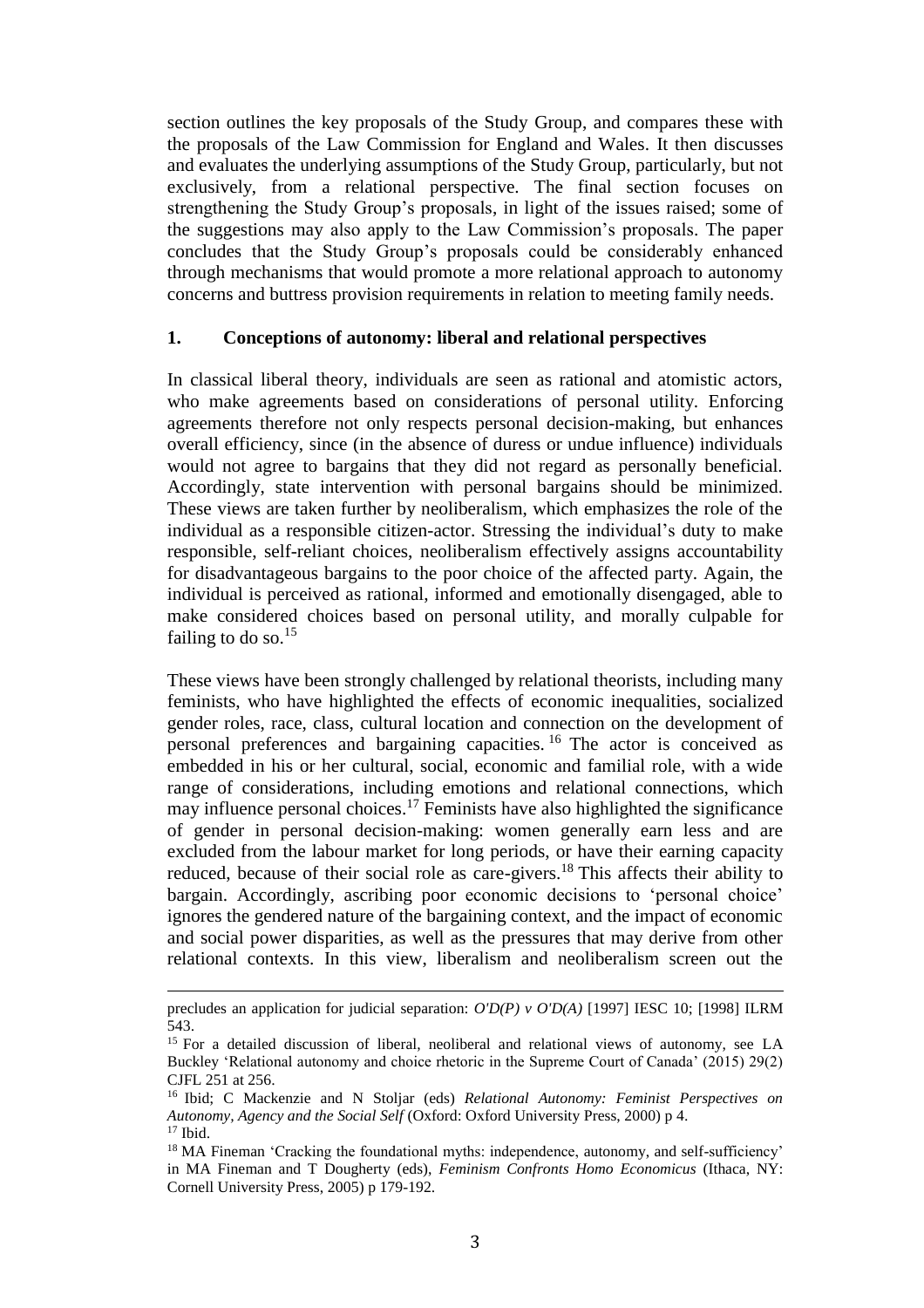section outlines the key proposals of the Study Group, and compares these with the proposals of the Law Commission for England and Wales. It then discusses and evaluates the underlying assumptions of the Study Group, particularly, but not exclusively, from a relational perspective. The final section focuses on strengthening the Study Group's proposals, in light of the issues raised; some of the suggestions may also apply to the Law Commission's proposals. The paper concludes that the Study Group's proposals could be considerably enhanced through mechanisms that would promote a more relational approach to autonomy concerns and buttress provision requirements in relation to meeting family needs.

## 1. Conceptions of autonomy: liberal and relational perspectives

In classical liberal theory, individuals are seen as rational and atomistic actors, who make agreements based on considerations of personal utility. Enforcing agreements therefore not only respects personal decision-making, but enhances overall efficiency, since (in the absence of duress or undue influence) individuals would not agree to bargains that they did not regard as personally beneficial. Accordingly, state intervention with personal bargains should be minimized. These views are taken further by neoliberalism, which emphasizes the role of the individual as a responsible citizen-actor. Stressing the individual's duty to make responsible, self-reliant choices, neoliberalism effectively assigns accountability for disadvantageous bargains to the poor choice of the affected party. Again, the individual is perceived as rational, informed and emotionally disengaged, able to make considered choices based on personal utility, and morally culpable for failing to do so.[15]

These views have been strongly challenged by relational theorists, including many feminists, who have highlighted the effects of economic inequalities, socialized gender roles, race, class, cultural location and connection on the development of personal preferences and bargaining capacities.[16] The actor is conceived as embedded in his or her cultural, social, economic and familial role, with a wide range of considerations, including emotions and relational connections, which may influence personal choices.[17] Feminists have also highlighted the significance of gender in personal decision-making: women generally earn less and are excluded from the labour market for long periods, or have their earning capacity reduced, because of their social role as care-givers.[18] This affects their ability to bargain. Accordingly, ascribing poor economic decisions to 'personal choice' ignores the gendered nature of the bargaining context, and the impact of economic and social power disparities, as well as the pressures that may derive from other relational contexts. In this view, liberalism and neoliberalism screen out the

---

precludes an application for judicial separation: *O'D(P) v O'D(A)* [1997] IESC 10; [1998] ILRM 543.

[15] For a detailed discussion of liberal, neoliberal and relational views of autonomy, see LA Buckley 'Relational autonomy and choice rhetoric in the Supreme Court of Canada' (2015) 29(2) CJFL 251 at 256.

[16] Ibid; C Mackenzie and N Stoljar (eds) *Relational Autonomy: Feminist Perspectives on Autonomy, Agency and the Social Self* (Oxford: Oxford University Press, 2000) p 4.

[17] Ibid.

[18] MA Fineman 'Cracking the foundational myths: independence, autonomy, and self-sufficiency' in MA Fineman and T Dougherty (eds), *Feminism Confronts Homo Economicus* (Ithaca, NY: Cornell University Press, 2005) p 179-192.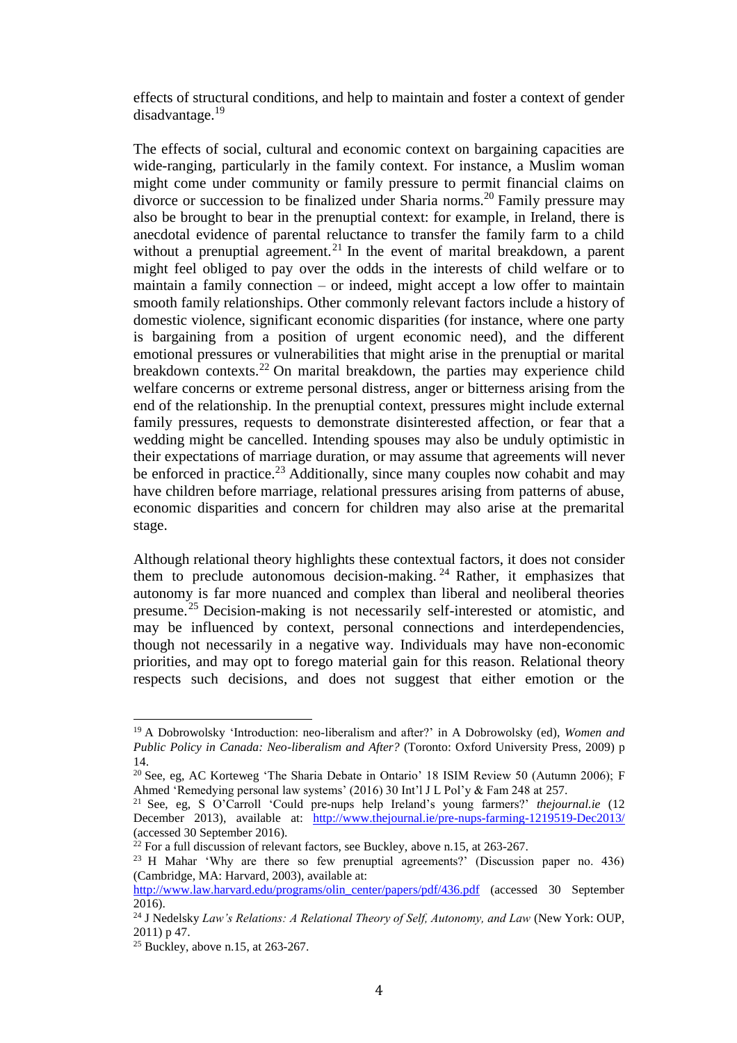effects of structural conditions, and help to maintain and foster a context of gender disadvantage.[19]

The effects of social, cultural and economic context on bargaining capacities are wide-ranging, particularly in the family context. For instance, a Muslim woman might come under community or family pressure to permit financial claims on divorce or succession to be finalized under Sharia norms.[20] Family pressure may also be brought to bear in the prenuptial context: for example, in Ireland, there is anecdotal evidence of parental reluctance to transfer the family farm to a child without a prenuptial agreement.[21] In the event of marital breakdown, a parent might feel obliged to pay over the odds in the interests of child welfare or to maintain a family connection – or indeed, might accept a low offer to maintain smooth family relationships. Other commonly relevant factors include a history of domestic violence, significant economic disparities (for instance, where one party is bargaining from a position of urgent economic need), and the different emotional pressures or vulnerabilities that might arise in the prenuptial or marital breakdown contexts.[22] On marital breakdown, the parties may experience child welfare concerns or extreme personal distress, anger or bitterness arising from the end of the relationship. In the prenuptial context, pressures might include external family pressures, requests to demonstrate disinterested affection, or fear that a wedding might be cancelled. Intending spouses may also be unduly optimistic in their expectations of marriage duration, or may assume that agreements will never be enforced in practice.[23] Additionally, since many couples now cohabit and may have children before marriage, relational pressures arising from patterns of abuse, economic disparities and concern for children may also arise at the premarital stage.

Although relational theory highlights these contextual factors, it does not consider them to preclude autonomous decision-making.[24] Rather, it emphasizes that autonomy is far more nuanced and complex than liberal and neoliberal theories presume.[25] Decision-making is not necessarily self-interested or atomistic, and may be influenced by context, personal connections and interdependencies, though not necessarily in a negative way. Individuals may have non-economic priorities, and may opt to forego material gain for this reason. Relational theory respects such decisions, and does not suggest that either emotion or the

---

[19] A Dobrowolsky 'Introduction: neo-liberalism and after?' in A Dobrowolsky (ed), *Women and Public Policy in Canada: Neo-liberalism and After?* (Toronto: Oxford University Press, 2009) p 14.

[20] See, eg, AC Korteweg 'The Sharia Debate in Ontario' 18 ISIM Review 50 (Autumn 2006); F Ahmed 'Remedying personal law systems' (2016) 30 Int'l J L Pol'y & Fam 248 at 257.

[21] See, eg, S O'Carroll 'Could pre-nups help Ireland's young farmers?' *thejournal.ie* (12 December 2013), available at: http://www.thejournal.ie/pre-nups-farming-1219519-Dec2013/ (accessed 30 September 2016).

[22] For a full discussion of relevant factors, see Buckley, above n.15, at 263-267.

[23] H Mahar 'Why are there so few prenuptial agreements?' (Discussion paper no. 436) (Cambridge, MA: Harvard, 2003), available at: http://www.law.harvard.edu/programs/olin_center/papers/pdf/436.pdf (accessed 30 September 2016).

[24] J Nedelsky *Law's Relations: A Relational Theory of Self, Autonomy, and Law* (New York: OUP, 2011) p 47.

[25] Buckley, above n.15, at 263-267.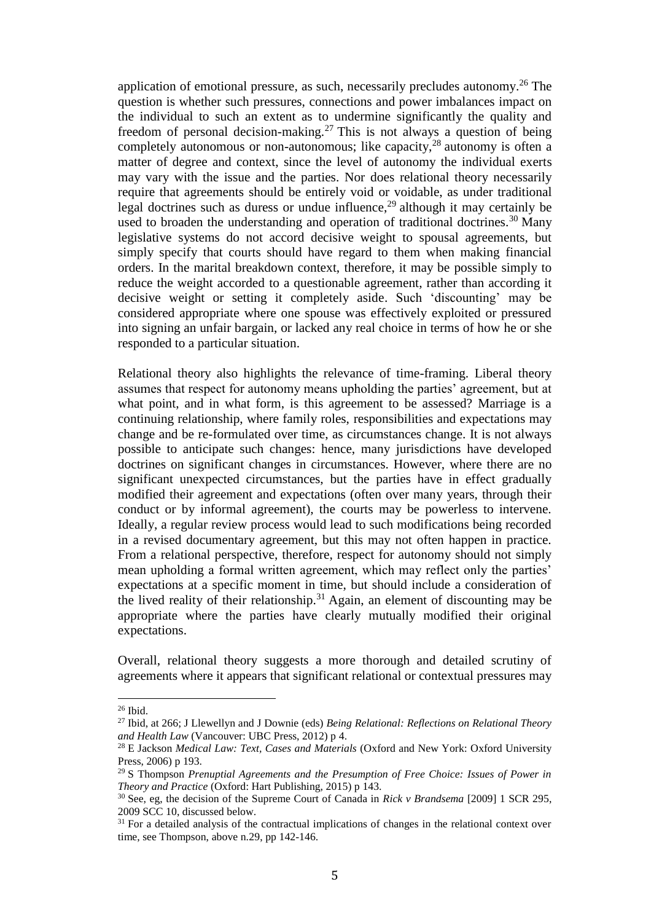application of emotional pressure, as such, necessarily precludes autonomy.[26] The question is whether such pressures, connections and power imbalances impact on the individual to such an extent as to undermine significantly the quality and freedom of personal decision-making.[27] This is not always a question of being completely autonomous or non-autonomous; like capacity,[28] autonomy is often a matter of degree and context, since the level of autonomy the individual exerts may vary with the issue and the parties. Nor does relational theory necessarily require that agreements should be entirely void or voidable, as under traditional legal doctrines such as duress or undue influence,[29] although it may certainly be used to broaden the understanding and operation of traditional doctrines.[30] Many legislative systems do not accord decisive weight to spousal agreements, but simply specify that courts should have regard to them when making financial orders. In the marital breakdown context, therefore, it may be possible simply to reduce the weight accorded to a questionable agreement, rather than according it decisive weight or setting it completely aside. Such 'discounting' may be considered appropriate where one spouse was effectively exploited or pressured into signing an unfair bargain, or lacked any real choice in terms of how he or she responded to a particular situation.

Relational theory also highlights the relevance of time-framing. Liberal theory assumes that respect for autonomy means upholding the parties' agreement, but at what point, and in what form, is this agreement to be assessed? Marriage is a continuing relationship, where family roles, responsibilities and expectations may change and be re-formulated over time, as circumstances change. It is not always possible to anticipate such changes: hence, many jurisdictions have developed doctrines on significant changes in circumstances. However, where there are no significant unexpected circumstances, but the parties have in effect gradually modified their agreement and expectations (often over many years, through their conduct or by informal agreement), the courts may be powerless to intervene. Ideally, a regular review process would lead to such modifications being recorded in a revised documentary agreement, but this may not often happen in practice. From a relational perspective, therefore, respect for autonomy should not simply mean upholding a formal written agreement, which may reflect only the parties' expectations at a specific moment in time, but should include a consideration of the lived reality of their relationship.[31] Again, an element of discounting may be appropriate where the parties have clearly mutually modified their original expectations.

Overall, relational theory suggests a more thorough and detailed scrutiny of agreements where it appears that significant relational or contextual pressures may

---

[26] Ibid.

[27] Ibid, at 266; J Llewellyn and J Downie (eds) *Being Relational: Reflections on Relational Theory and Health Law* (Vancouver: UBC Press, 2012) p 4.

[28] E Jackson *Medical Law: Text, Cases and Materials* (Oxford and New York: Oxford University Press, 2006) p 193.

[29] S Thompson *Prenuptial Agreements and the Presumption of Free Choice: Issues of Power in Theory and Practice* (Oxford: Hart Publishing, 2015) p 143.

[30] See, eg, the decision of the Supreme Court of Canada in *Rick v Brandsema* [2009] 1 SCR 295, 2009 SCC 10, discussed below.

[31] For a detailed analysis of the contractual implications of changes in the relational context over time, see Thompson, above n.29, pp 142-146.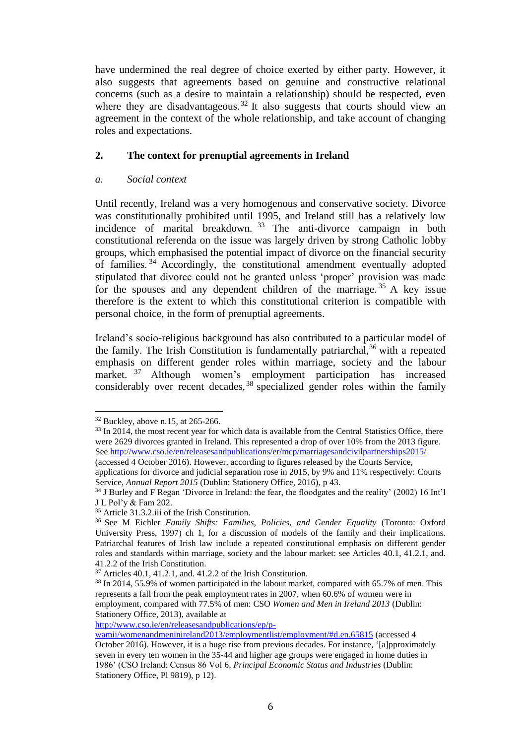have undermined the real degree of choice exerted by either party. However, it also suggests that agreements based on genuine and constructive relational concerns (such as a desire to maintain a relationship) should be respected, even where they are disadvantageous.[32] It also suggests that courts should view an agreement in the context of the whole relationship, and take account of changing roles and expectations.

## 2. The context for prenuptial agreements in Ireland

### *a. Social context*

Until recently, Ireland was a very homogenous and conservative society. Divorce was constitutionally prohibited until 1995, and Ireland still has a relatively low incidence of marital breakdown.[33] The anti-divorce campaign in both constitutional referenda on the issue was largely driven by strong Catholic lobby groups, which emphasised the potential impact of divorce on the financial security of families.[34] Accordingly, the constitutional amendment eventually adopted stipulated that divorce could not be granted unless 'proper' provision was made for the spouses and any dependent children of the marriage.[35] A key issue therefore is the extent to which this constitutional criterion is compatible with personal choice, in the form of prenuptial agreements.

Ireland's socio-religious background has also contributed to a particular model of the family. The Irish Constitution is fundamentally patriarchal,[36] with a repeated emphasis on different gender roles within marriage, society and the labour market.[37] Although women's employment participation has increased considerably over recent decades,[38] specialized gender roles within the family

---

[32] Buckley, above n.15, at 265-266.

[33] In 2014, the most recent year for which data is available from the Central Statistics Office, there were 2629 divorces granted in Ireland. This represented a drop of over 10% from the 2013 figure. See http://www.cso.ie/en/releasesandpublications/er/mcp/marriagesandcivilpartnerships2015/ (accessed 4 October 2016). However, according to figures released by the Courts Service, applications for divorce and judicial separation rose in 2015, by 9% and 11% respectively: Courts Service, *Annual Report 2015* (Dublin: Stationery Office, 2016), p 43.

[34] J Burley and F Regan 'Divorce in Ireland: the fear, the floodgates and the reality' (2002) 16 Int'l J L Pol'y & Fam 202.

[35] Article 31.3.2.iii of the Irish Constitution.

[36] See M Eichler *Family Shifts: Families, Policies, and Gender Equality* (Toronto: Oxford University Press, 1997) ch 1, for a discussion of models of the family and their implications. Patriarchal features of Irish law include a repeated constitutional emphasis on different gender roles and standards within marriage, society and the labour market: see Articles 40.1, 41.2.1, and. 41.2.2 of the Irish Constitution.

[37] Articles 40.1, 41.2.1, and. 41.2.2 of the Irish Constitution.

[38] In 2014, 55.9% of women participated in the labour market, compared with 65.7% of men. This represents a fall from the peak employment rates in 2007, when 60.6% of women were in employment, compared with 77.5% of men: CSO *Women and Men in Ireland 2013* (Dublin: Stationery Office, 2013), available at http://www.cso.ie/en/releasesandpublications/ep/p-wamii/womenandmeninireland2013/employmentlist/employment/#d.en.65815 (accessed 4 October 2016). However, it is a huge rise from previous decades. For instance, '[a]pproximately seven in every ten women in the 35-44 and higher age groups were engaged in home duties in 1986' (CSO Ireland: Census 86 Vol 6, *Principal Economic Status and Industries* (Dublin: Stationery Office, Pl 9819), p 12).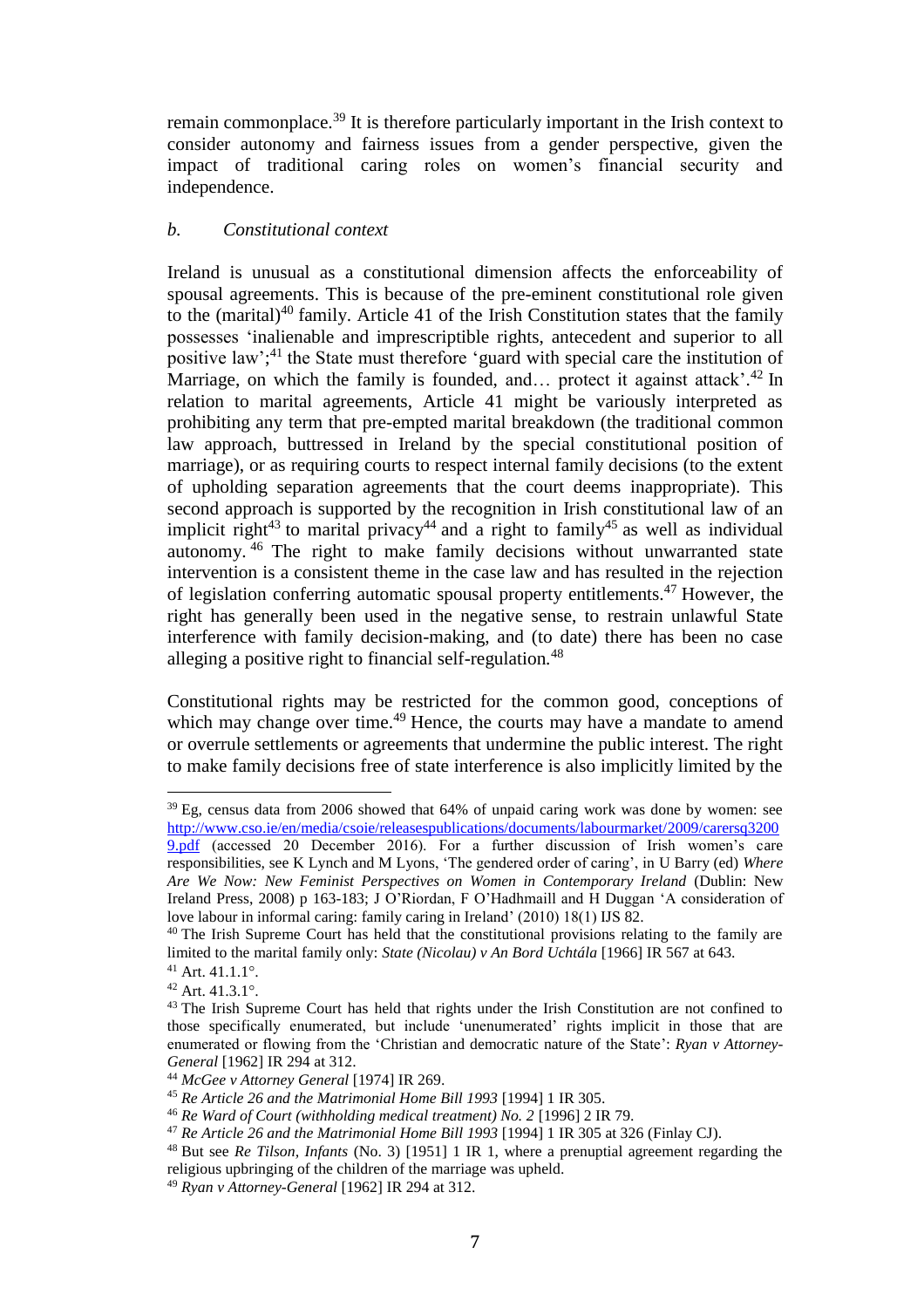remain commonplace.[39] It is therefore particularly important in the Irish context to consider autonomy and fairness issues from a gender perspective, given the impact of traditional caring roles on women's financial security and independence.

### *b. Constitutional context*

Ireland is unusual as a constitutional dimension affects the enforceability of spousal agreements. This is because of the pre-eminent constitutional role given to the (marital)[40] family. Article 41 of the Irish Constitution states that the family possesses 'inalienable and imprescriptible rights, antecedent and superior to all positive law';[41] the State must therefore 'guard with special care the institution of Marriage, on which the family is founded, and… protect it against attack'.[42] In relation to marital agreements, Article 41 might be variously interpreted as prohibiting any term that pre-empted marital breakdown (the traditional common law approach, buttressed in Ireland by the special constitutional position of marriage), or as requiring courts to respect internal family decisions (to the extent of upholding separation agreements that the court deems inappropriate). This second approach is supported by the recognition in Irish constitutional law of an implicit right[43] to marital privacy[44] and a right to family[45] as well as individual autonomy.[46] The right to make family decisions without unwarranted state intervention is a consistent theme in the case law and has resulted in the rejection of legislation conferring automatic spousal property entitlements.[47] However, the right has generally been used in the negative sense, to restrain unlawful State interference with family decision-making, and (to date) there has been no case alleging a positive right to financial self-regulation.[48]

Constitutional rights may be restricted for the common good, conceptions of which may change over time.[49] Hence, the courts may have a mandate to amend or overrule settlements or agreements that undermine the public interest. The right to make family decisions free of state interference is also implicitly limited by the

---

[39] Eg, census data from 2006 showed that 64% of unpaid caring work was done by women: see http://www.cso.ie/en/media/csoie/releasespublications/documents/labourmarket/2009/carersq32009.pdf (accessed 20 December 2016). For a further discussion of Irish women's care responsibilities, see K Lynch and M Lyons, 'The gendered order of caring', in U Barry (ed) *Where Are We Now: New Feminist Perspectives on Women in Contemporary Ireland* (Dublin: New Ireland Press, 2008) p 163-183; J O'Riordan, F O'Hadhmaill and H Duggan 'A consideration of love labour in informal caring: family caring in Ireland' (2010) 18(1) IJS 82.

[40] The Irish Supreme Court has held that the constitutional provisions relating to the family are limited to the marital family only: *State (Nicolau) v An Bord Uchtála* [1966] IR 567 at 643.

[41] Art. 41.1.1°.

[42] Art. 41.3.1°.

[43] The Irish Supreme Court has held that rights under the Irish Constitution are not confined to those specifically enumerated, but include 'unenumerated' rights implicit in those that are enumerated or flowing from the 'Christian and democratic nature of the State': *Ryan v Attorney-General* [1962] IR 294 at 312.

[44] *McGee v Attorney General* [1974] IR 269.

[45] *Re Article 26 and the Matrimonial Home Bill 1993* [1994] 1 IR 305.

[46] *Re Ward of Court (withholding medical treatment) No. 2* [1996] 2 IR 79.

[47] *Re Article 26 and the Matrimonial Home Bill 1993* [1994] 1 IR 305 at 326 (Finlay CJ).

[48] But see *Re Tilson, Infants* (No. 3) [1951] 1 IR 1, where a prenuptial agreement regarding the religious upbringing of the children of the marriage was upheld.

[49] *Ryan v Attorney-General* [1962] IR 294 at 312.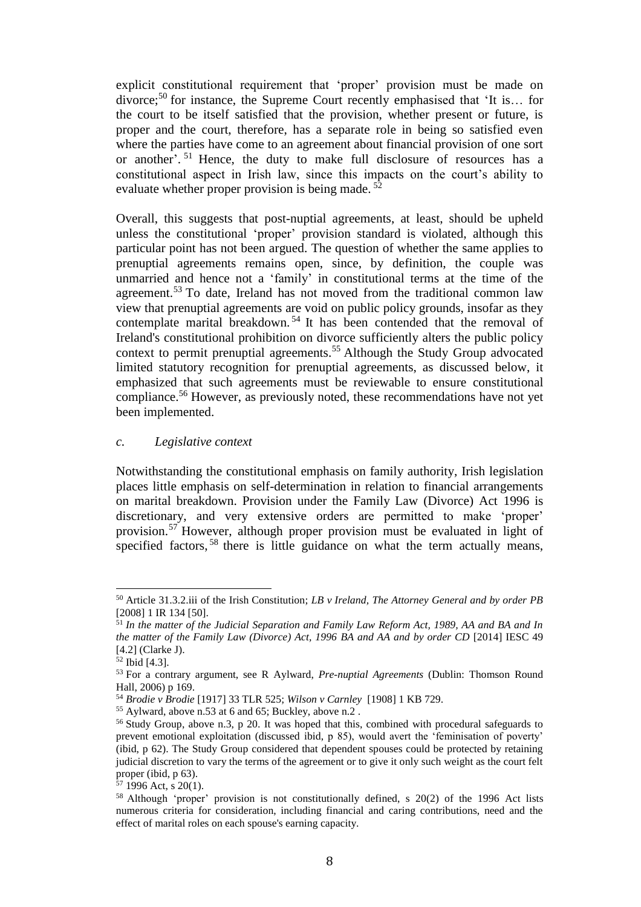explicit constitutional requirement that 'proper' provision must be made on divorce;[50] for instance, the Supreme Court recently emphasised that 'It is… for the court to be itself satisfied that the provision, whether present or future, is proper and the court, therefore, has a separate role in being so satisfied even where the parties have come to an agreement about financial provision of one sort or another'.[51] Hence, the duty to make full disclosure of resources has a constitutional aspect in Irish law, since this impacts on the court's ability to evaluate whether proper provision is being made.[52]

Overall, this suggests that post-nuptial agreements, at least, should be upheld unless the constitutional 'proper' provision standard is violated, although this particular point has not been argued. The question of whether the same applies to prenuptial agreements remains open, since, by definition, the couple was unmarried and hence not a 'family' in constitutional terms at the time of the agreement.[53] To date, Ireland has not moved from the traditional common law view that prenuptial agreements are void on public policy grounds, insofar as they contemplate marital breakdown.[54] It has been contended that the removal of Ireland's constitutional prohibition on divorce sufficiently alters the public policy context to permit prenuptial agreements.[55] Although the Study Group advocated limited statutory recognition for prenuptial agreements, as discussed below, it emphasized that such agreements must be reviewable to ensure constitutional compliance.[56] However, as previously noted, these recommendations have not yet been implemented.

### *c. Legislative context*

Notwithstanding the constitutional emphasis on family authority, Irish legislation places little emphasis on self-determination in relation to financial arrangements on marital breakdown. Provision under the Family Law (Divorce) Act 1996 is discretionary, and very extensive orders are permitted to make 'proper' provision.[57] However, although proper provision must be evaluated in light of specified factors,[58] there is little guidance on what the term actually means,

---

[50] Article 31.3.2.iii of the Irish Constitution; *LB v Ireland, The Attorney General and by order PB* [2008] 1 IR 134 [50].

[51] *In the matter of the Judicial Separation and Family Law Reform Act, 1989, AA and BA and In the matter of the Family Law (Divorce) Act, 1996 BA and AA and by order CD* [2014] IESC 49 [4.2] (Clarke J).

[52] Ibid [4.3].

[53] For a contrary argument, see R Aylward, *Pre-nuptial Agreements* (Dublin: Thomson Round Hall, 2006) p 169.

[54] *Brodie v Brodie* [1917] 33 TLR 525; *Wilson v Carnley* [1908] 1 KB 729.

[55] Aylward, above n.53 at 6 and 65; Buckley, above n.2 .

[56] Study Group, above n.3, p 20. It was hoped that this, combined with procedural safeguards to prevent emotional exploitation (discussed ibid, p 85), would avert the 'feminisation of poverty' (ibid, p 62). The Study Group considered that dependent spouses could be protected by retaining judicial discretion to vary the terms of the agreement or to give it only such weight as the court felt proper (ibid, p 63).

[57] 1996 Act, s 20(1).

[58] Although 'proper' provision is not constitutionally defined, s 20(2) of the 1996 Act lists numerous criteria for consideration, including financial and caring contributions, need and the effect of marital roles on each spouse's earning capacity.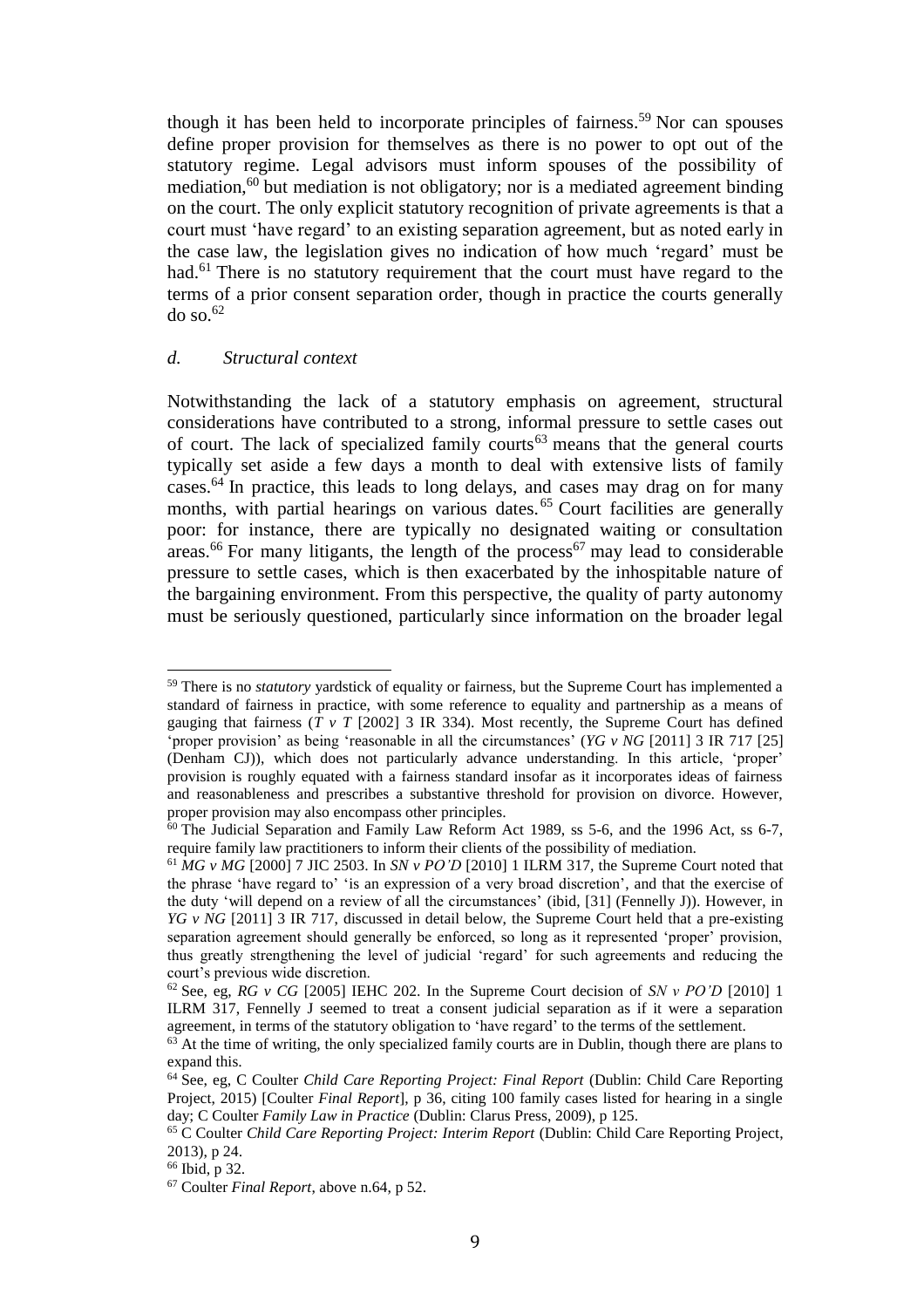though it has been held to incorporate principles of fairness.[59] Nor can spouses define proper provision for themselves as there is no power to opt out of the statutory regime. Legal advisors must inform spouses of the possibility of mediation,[60] but mediation is not obligatory; nor is a mediated agreement binding on the court. The only explicit statutory recognition of private agreements is that a court must 'have regard' to an existing separation agreement, but as noted early in the case law, the legislation gives no indication of how much 'regard' must be had.[61] There is no statutory requirement that the court must have regard to the terms of a prior consent separation order, though in practice the courts generally do so.[62]

### *d. Structural context*

Notwithstanding the lack of a statutory emphasis on agreement, structural considerations have contributed to a strong, informal pressure to settle cases out of court. The lack of specialized family courts[63] means that the general courts typically set aside a few days a month to deal with extensive lists of family cases.[64] In practice, this leads to long delays, and cases may drag on for many months, with partial hearings on various dates.[65] Court facilities are generally poor: for instance, there are typically no designated waiting or consultation areas.[66] For many litigants, the length of the process[67] may lead to considerable pressure to settle cases, which is then exacerbated by the inhospitable nature of the bargaining environment. From this perspective, the quality of party autonomy must be seriously questioned, particularly since information on the broader legal

---

[59] There is no *statutory* yardstick of equality or fairness, but the Supreme Court has implemented a standard of fairness in practice, with some reference to equality and partnership as a means of gauging that fairness (*T v T* [2002] 3 IR 334). Most recently, the Supreme Court has defined 'proper provision' as being 'reasonable in all the circumstances' (*YG v NG* [2011] 3 IR 717 [25] (Denham CJ)), which does not particularly advance understanding. In this article, 'proper' provision is roughly equated with a fairness standard insofar as it incorporates ideas of fairness and reasonableness and prescribes a substantive threshold for provision on divorce. However, proper provision may also encompass other principles.

[60] The Judicial Separation and Family Law Reform Act 1989, ss 5-6, and the 1996 Act, ss 6-7, require family law practitioners to inform their clients of the possibility of mediation.

[61] *MG v MG* [2000] 7 JIC 2503. In *SN v PO'D* [2010] 1 ILRM 317, the Supreme Court noted that the phrase 'have regard to' 'is an expression of a very broad discretion', and that the exercise of the duty 'will depend on a review of all the circumstances' (ibid, [31] (Fennelly J)). However, in *YG v NG* [2011] 3 IR 717, discussed in detail below, the Supreme Court held that a pre-existing separation agreement should generally be enforced, so long as it represented 'proper' provision, thus greatly strengthening the level of judicial 'regard' for such agreements and reducing the court's previous wide discretion.

[62] See, eg, *RG v CG* [2005] IEHC 202. In the Supreme Court decision of *SN v PO'D* [2010] 1 ILRM 317, Fennelly J seemed to treat a consent judicial separation as if it were a separation agreement, in terms of the statutory obligation to 'have regard' to the terms of the settlement.

[63] At the time of writing, the only specialized family courts are in Dublin, though there are plans to expand this.

[64] See, eg, C Coulter *Child Care Reporting Project: Final Report* (Dublin: Child Care Reporting Project, 2015) [Coulter *Final Report*], p 36, citing 100 family cases listed for hearing in a single day; C Coulter *Family Law in Practice* (Dublin: Clarus Press, 2009), p 125.

[65] C Coulter *Child Care Reporting Project: Interim Report* (Dublin: Child Care Reporting Project, 2013), p 24.

[66] Ibid, p 32.

[67] Coulter *Final Report*, above n.64, p 52.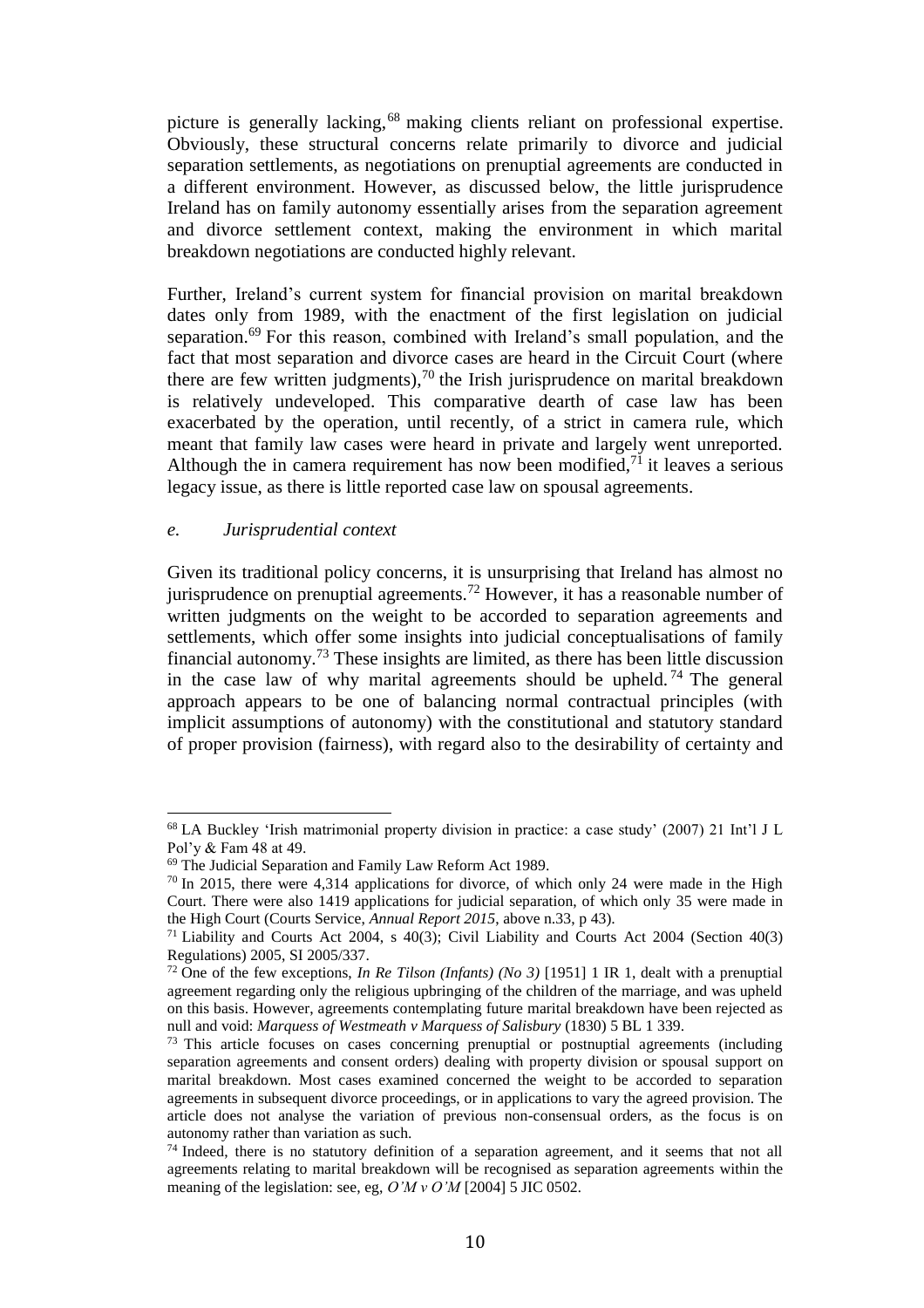picture is generally lacking,[68] making clients reliant on professional expertise. Obviously, these structural concerns relate primarily to divorce and judicial separation settlements, as negotiations on prenuptial agreements are conducted in a different environment. However, as discussed below, the little jurisprudence Ireland has on family autonomy essentially arises from the separation agreement and divorce settlement context, making the environment in which marital breakdown negotiations are conducted highly relevant.

Further, Ireland's current system for financial provision on marital breakdown dates only from 1989, with the enactment of the first legislation on judicial separation.[69] For this reason, combined with Ireland's small population, and the fact that most separation and divorce cases are heard in the Circuit Court (where there are few written judgments),[70] the Irish jurisprudence on marital breakdown is relatively undeveloped. This comparative dearth of case law has been exacerbated by the operation, until recently, of a strict in camera rule, which meant that family law cases were heard in private and largely went unreported. Although the in camera requirement has now been modified,[71] it leaves a serious legacy issue, as there is little reported case law on spousal agreements.

### *e. Jurisprudential context*

Given its traditional policy concerns, it is unsurprising that Ireland has almost no jurisprudence on prenuptial agreements.[72] However, it has a reasonable number of written judgments on the weight to be accorded to separation agreements and settlements, which offer some insights into judicial conceptualisations of family financial autonomy.[73] These insights are limited, as there has been little discussion in the case law of why marital agreements should be upheld.[74] The general approach appears to be one of balancing normal contractual principles (with implicit assumptions of autonomy) with the constitutional and statutory standard of proper provision (fairness), with regard also to the desirability of certainty and

---

[68] LA Buckley 'Irish matrimonial property division in practice: a case study' (2007) 21 Int'l J L Pol'y & Fam 48 at 49.

[69] The Judicial Separation and Family Law Reform Act 1989.

[70] In 2015, there were 4,314 applications for divorce, of which only 24 were made in the High Court. There were also 1419 applications for judicial separation, of which only 35 were made in the High Court (Courts Service, *Annual Report 2015*, above n.33, p 43).

[71] Liability and Courts Act 2004, s 40(3); Civil Liability and Courts Act 2004 (Section 40(3) Regulations) 2005, SI 2005/337.

[72] One of the few exceptions, *In Re Tilson (Infants) (No 3)* [1951] 1 IR 1, dealt with a prenuptial agreement regarding only the religious upbringing of the children of the marriage, and was upheld on this basis. However, agreements contemplating future marital breakdown have been rejected as null and void: *Marquess of Westmeath v Marquess of Salisbury* (1830) 5 BL 1 339.

[73] This article focuses on cases concerning prenuptial or postnuptial agreements (including separation agreements and consent orders) dealing with property division or spousal support on marital breakdown. Most cases examined concerned the weight to be accorded to separation agreements in subsequent divorce proceedings, or in applications to vary the agreed provision. The article does not analyse the variation of previous non-consensual orders, as the focus is on autonomy rather than variation as such.

[74] Indeed, there is no statutory definition of a separation agreement, and it seems that not all agreements relating to marital breakdown will be recognised as separation agreements within the meaning of the legislation: see, eg, *O'M v O'M* [2004] 5 JIC 0502.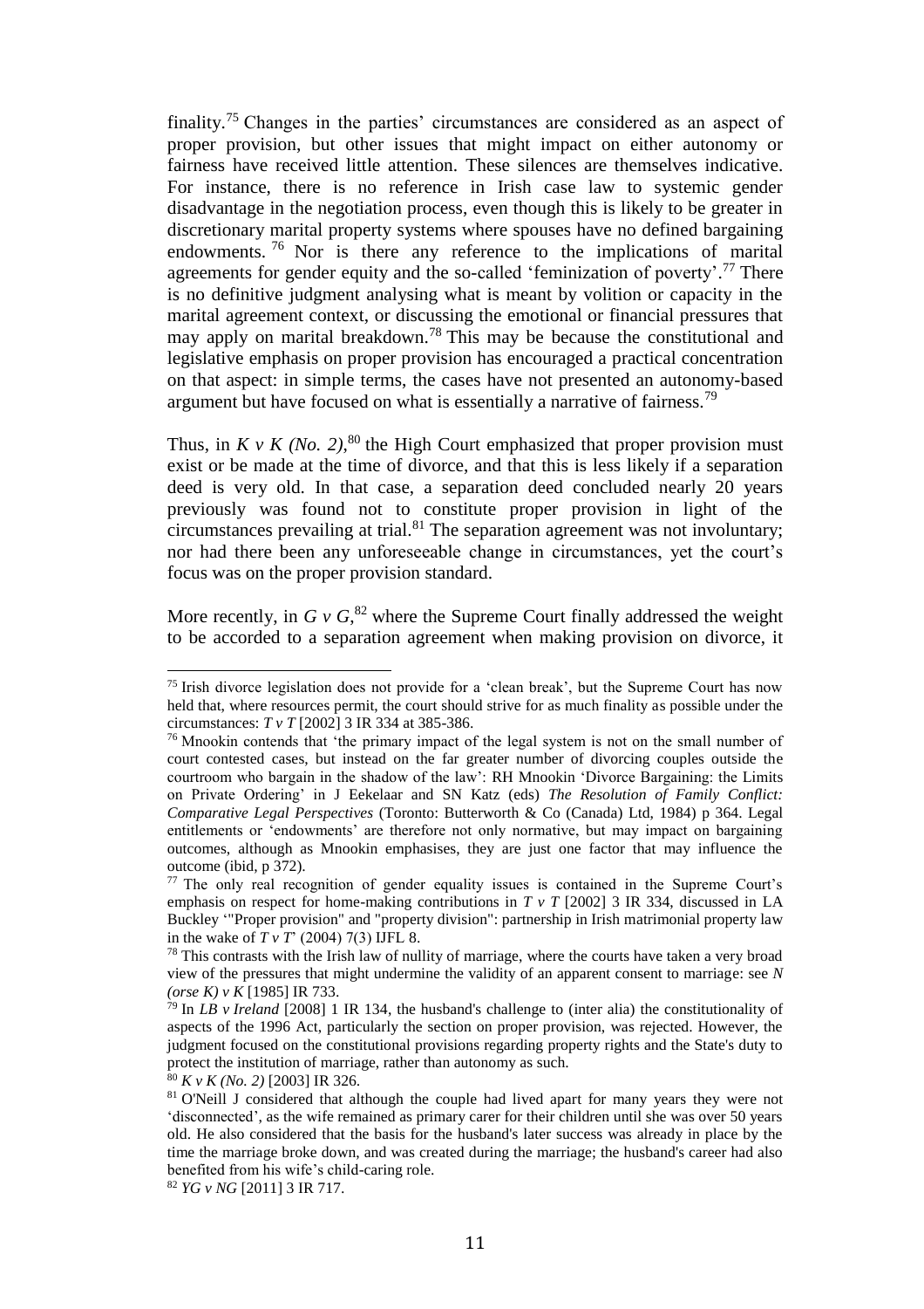finality.[75] Changes in the parties' circumstances are considered as an aspect of proper provision, but other issues that might impact on either autonomy or fairness have received little attention. These silences are themselves indicative. For instance, there is no reference in Irish case law to systemic gender disadvantage in the negotiation process, even though this is likely to be greater in discretionary marital property systems where spouses have no defined bargaining endowments.[76] Nor is there any reference to the implications of marital agreements for gender equity and the so-called 'feminization of poverty'.[77] There is no definitive judgment analysing what is meant by volition or capacity in the marital agreement context, or discussing the emotional or financial pressures that may apply on marital breakdown.[78] This may be because the constitutional and legislative emphasis on proper provision has encouraged a practical concentration on that aspect: in simple terms, the cases have not presented an autonomy-based argument but have focused on what is essentially a narrative of fairness.[79]

Thus, in *K v K (No. 2)*,[80] the High Court emphasized that proper provision must exist or be made at the time of divorce, and that this is less likely if a separation deed is very old. In that case, a separation deed concluded nearly 20 years previously was found not to constitute proper provision in light of the circumstances prevailing at trial.[81] The separation agreement was not involuntary; nor had there been any unforeseeable change in circumstances, yet the court's focus was on the proper provision standard.

More recently, in *G v G*,[82] where the Supreme Court finally addressed the weight to be accorded to a separation agreement when making provision on divorce, it

---

[75] Irish divorce legislation does not provide for a 'clean break', but the Supreme Court has now held that, where resources permit, the court should strive for as much finality as possible under the circumstances: *T v T* [2002] 3 IR 334 at 385-386.

[76] Mnookin contends that 'the primary impact of the legal system is not on the small number of court contested cases, but instead on the far greater number of divorcing couples outside the courtroom who bargain in the shadow of the law': RH Mnookin 'Divorce Bargaining: the Limits on Private Ordering' in J Eekelaar and SN Katz (eds) *The Resolution of Family Conflict: Comparative Legal Perspectives* (Toronto: Butterworth & Co (Canada) Ltd, 1984) p 364. Legal entitlements or 'endowments' are therefore not only normative, but may impact on bargaining outcomes, although as Mnookin emphasises, they are just one factor that may influence the outcome (ibid, p 372).

[77] The only real recognition of gender equality issues is contained in the Supreme Court's emphasis on respect for home-making contributions in *T v T* [2002] 3 IR 334, discussed in LA Buckley '"Proper provision" and "property division": partnership in Irish matrimonial property law in the wake of *T v T*' (2004) 7(3) IJFL 8.

[78] This contrasts with the Irish law of nullity of marriage, where the courts have taken a very broad view of the pressures that might undermine the validity of an apparent consent to marriage: see *N (orse K) v K* [1985] IR 733.

[79] In *LB v Ireland* [2008] 1 IR 134, the husband's challenge to (inter alia) the constitutionality of aspects of the 1996 Act, particularly the section on proper provision, was rejected. However, the judgment focused on the constitutional provisions regarding property rights and the State's duty to protect the institution of marriage, rather than autonomy as such.

[80] *K v K (No. 2)* [2003] IR 326.

[81] O'Neill J considered that although the couple had lived apart for many years they were not 'disconnected', as the wife remained as primary carer for their children until she was over 50 years old. He also considered that the basis for the husband's later success was already in place by the time the marriage broke down, and was created during the marriage; the husband's career had also benefited from his wife's child-caring role.

[82] *YG v NG* [2011] 3 IR 717.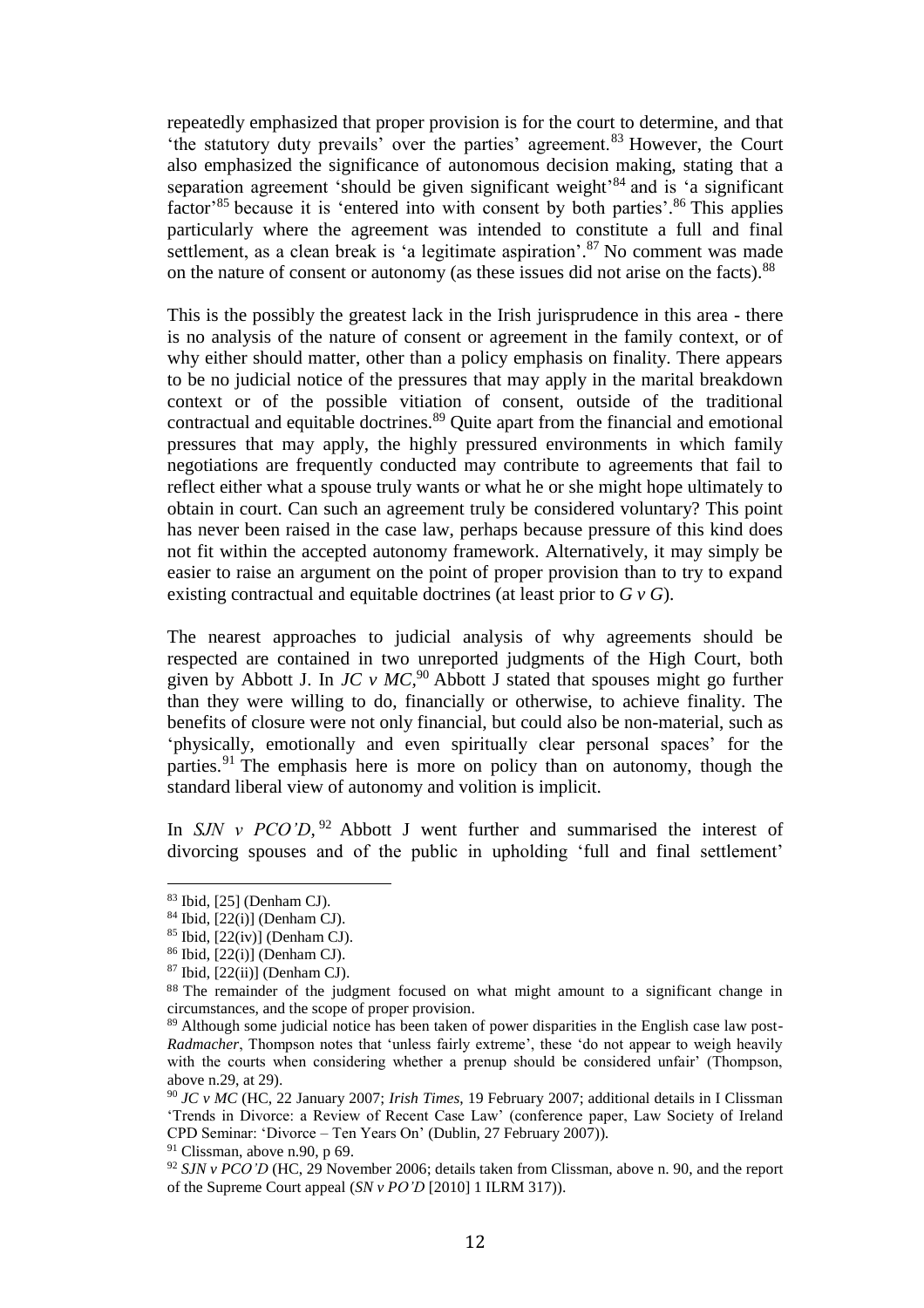repeatedly emphasized that proper provision is for the court to determine, and that 'the statutory duty prevails' over the parties' agreement.[83] However, the Court also emphasized the significance of autonomous decision making, stating that a separation agreement 'should be given significant weight'[84] and is 'a significant factor'[85] because it is 'entered into with consent by both parties'.[86] This applies particularly where the agreement was intended to constitute a full and final settlement, as a clean break is 'a legitimate aspiration'.[87] No comment was made on the nature of consent or autonomy (as these issues did not arise on the facts).[88]

This is the possibly the greatest lack in the Irish jurisprudence in this area - there is no analysis of the nature of consent or agreement in the family context, or of why either should matter, other than a policy emphasis on finality. There appears to be no judicial notice of the pressures that may apply in the marital breakdown context or of the possible vitiation of consent, outside of the traditional contractual and equitable doctrines.[89] Quite apart from the financial and emotional pressures that may apply, the highly pressured environments in which family negotiations are frequently conducted may contribute to agreements that fail to reflect either what a spouse truly wants or what he or she might hope ultimately to obtain in court. Can such an agreement truly be considered voluntary? This point has never been raised in the case law, perhaps because pressure of this kind does not fit within the accepted autonomy framework. Alternatively, it may simply be easier to raise an argument on the point of proper provision than to try to expand existing contractual and equitable doctrines (at least prior to *G v G*).

The nearest approaches to judicial analysis of why agreements should be respected are contained in two unreported judgments of the High Court, both given by Abbott J. In *JC v MC*,[90] Abbott J stated that spouses might go further than they were willing to do, financially or otherwise, to achieve finality. The benefits of closure were not only financial, but could also be non-material, such as 'physically, emotionally and even spiritually clear personal spaces' for the parties.[91] The emphasis here is more on policy than on autonomy, though the standard liberal view of autonomy and volition is implicit.

In *SJN v PCO'D*,[92] Abbott J went further and summarised the interest of divorcing spouses and of the public in upholding 'full and final settlement'

---

[83] Ibid, [25] (Denham CJ).

[84] Ibid, [22(i)] (Denham CJ).

[85] Ibid, [22(iv)] (Denham CJ).

[86] Ibid, [22(i)] (Denham CJ).

[87] Ibid, [22(ii)] (Denham CJ).

[88] The remainder of the judgment focused on what might amount to a significant change in circumstances, and the scope of proper provision.

[89] Although some judicial notice has been taken of power disparities in the English case law post-*Radmacher*, Thompson notes that 'unless fairly extreme', these 'do not appear to weigh heavily with the courts when considering whether a prenup should be considered unfair' (Thompson, above n.29, at 29).

[90] *JC v MC* (HC, 22 January 2007; *Irish Times*, 19 February 2007; additional details in I Clissman 'Trends in Divorce: a Review of Recent Case Law' (conference paper, Law Society of Ireland CPD Seminar: 'Divorce – Ten Years On' (Dublin, 27 February 2007)).

[91] Clissman, above n.90, p 69.

[92] *SJN v PCO'D* (HC, 29 November 2006; details taken from Clissman, above n. 90, and the report of the Supreme Court appeal (*SN v PO'D* [2010] 1 ILRM 317)).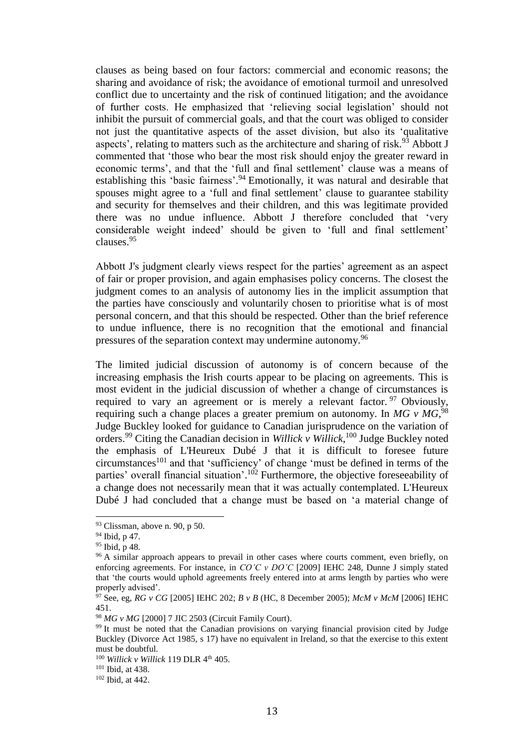clauses as being based on four factors: commercial and economic reasons; the sharing and avoidance of risk; the avoidance of emotional turmoil and unresolved conflict due to uncertainty and the risk of continued litigation; and the avoidance of further costs. He emphasized that 'relieving social legislation' should not inhibit the pursuit of commercial goals, and that the court was obliged to consider not just the quantitative aspects of the asset division, but also its 'qualitative aspects', relating to matters such as the architecture and sharing of risk.[93] Abbott J commented that 'those who bear the most risk should enjoy the greater reward in economic terms', and that the 'full and final settlement' clause was a means of establishing this 'basic fairness'.[94] Emotionally, it was natural and desirable that spouses might agree to a 'full and final settlement' clause to guarantee stability and security for themselves and their children, and this was legitimate provided there was no undue influence. Abbott J therefore concluded that 'very considerable weight indeed' should be given to 'full and final settlement' clauses.[95]

Abbott J's judgment clearly views respect for the parties' agreement as an aspect of fair or proper provision, and again emphasises policy concerns. The closest the judgment comes to an analysis of autonomy lies in the implicit assumption that the parties have consciously and voluntarily chosen to prioritise what is of most personal concern, and that this should be respected. Other than the brief reference to undue influence, there is no recognition that the emotional and financial pressures of the separation context may undermine autonomy.[96]

The limited judicial discussion of autonomy is of concern because of the increasing emphasis the Irish courts appear to be placing on agreements. This is most evident in the judicial discussion of whether a change of circumstances is required to vary an agreement or is merely a relevant factor.[97] Obviously, requiring such a change places a greater premium on autonomy. In *MG v MG*,[98] Judge Buckley looked for guidance to Canadian jurisprudence on the variation of orders.[99] Citing the Canadian decision in *Willick v Willick*,[100] Judge Buckley noted the emphasis of L'Heureux Dubé J that it is difficult to foresee future circumstances[101] and that 'sufficiency' of change 'must be defined in terms of the parties' overall financial situation'.[102] Furthermore, the objective foreseeability of a change does not necessarily mean that it was actually contemplated. L'Heureux Dubé J had concluded that a change must be based on 'a material change of

---

[93] Clissman, above n. 90, p 50.

[94] Ibid, p 47.

[95] Ibid, p 48.

[96] A similar approach appears to prevail in other cases where courts comment, even briefly, on enforcing agreements. For instance, in *CO'C v DO'C* [2009] IEHC 248, Dunne J simply stated that 'the courts would uphold agreements freely entered into at arms length by parties who were properly advised'.

[97] See, eg, *RG v CG* [2005] IEHC 202; *B v B* (HC, 8 December 2005); *McM v McM* [2006] IEHC 451.

[98] *MG v MG* [2000] 7 JIC 2503 (Circuit Family Court).

[99] It must be noted that the Canadian provisions on varying financial provision cited by Judge Buckley (Divorce Act 1985, s 17) have no equivalent in Ireland, so that the exercise to this extent must be doubtful.

[100] *Willick v Willick* 119 DLR 4th 405.

[101] Ibid, at 438.

[102] Ibid, at 442.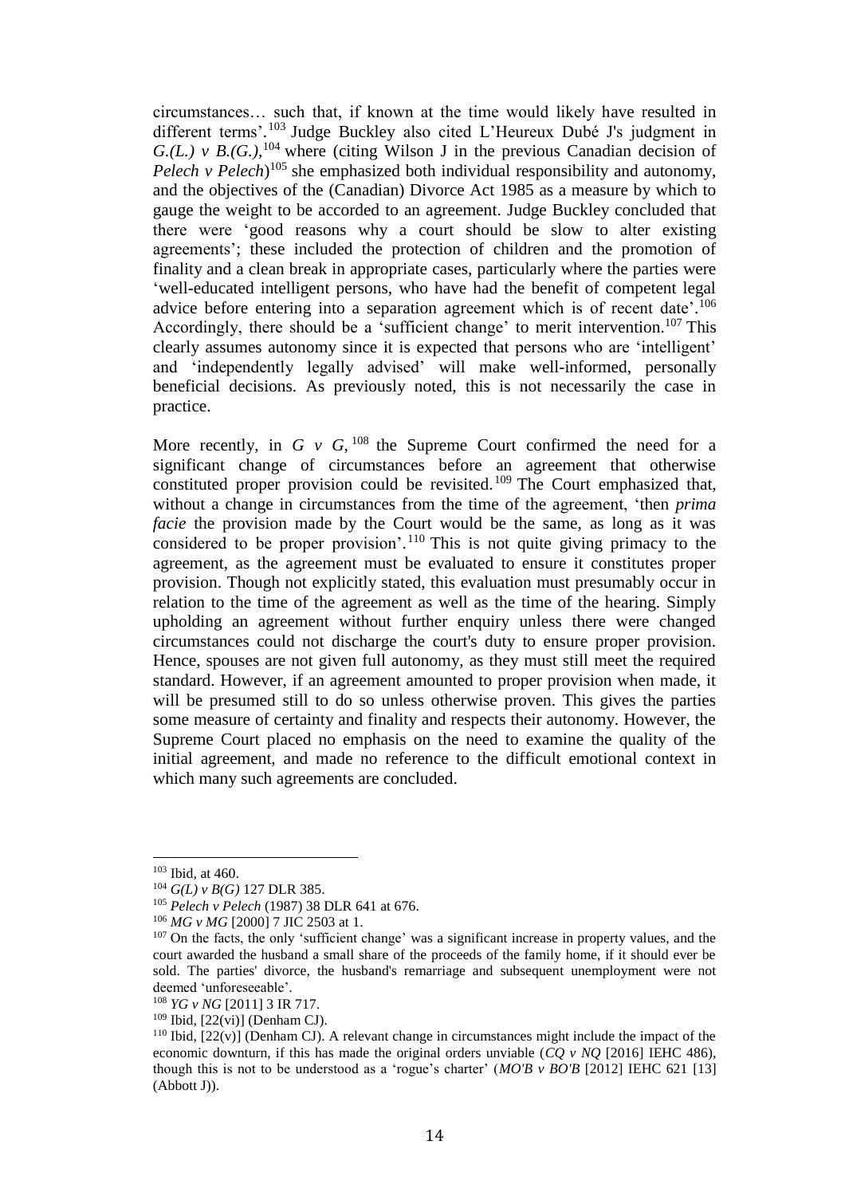circumstances… such that, if known at the time would likely have resulted in different terms'.[103] Judge Buckley also cited L'Heureux Dubé J's judgment in *G.(L.) v B.(G.)*,[104] where (citing Wilson J in the previous Canadian decision of *Pelech v Pelech*)[105] she emphasized both individual responsibility and autonomy, and the objectives of the (Canadian) Divorce Act 1985 as a measure by which to gauge the weight to be accorded to an agreement. Judge Buckley concluded that there were 'good reasons why a court should be slow to alter existing agreements'; these included the protection of children and the promotion of finality and a clean break in appropriate cases, particularly where the parties were 'well-educated intelligent persons, who have had the benefit of competent legal advice before entering into a separation agreement which is of recent date'.[106] Accordingly, there should be a 'sufficient change' to merit intervention.[107] This clearly assumes autonomy since it is expected that persons who are 'intelligent' and 'independently legally advised' will make well-informed, personally beneficial decisions. As previously noted, this is not necessarily the case in practice.

More recently, in *G v G*,[108] the Supreme Court confirmed the need for a significant change of circumstances before an agreement that otherwise constituted proper provision could be revisited.[109] The Court emphasized that, without a change in circumstances from the time of the agreement, 'then *prima facie* the provision made by the Court would be the same, as long as it was considered to be proper provision'.[110] This is not quite giving primacy to the agreement, as the agreement must be evaluated to ensure it constitutes proper provision. Though not explicitly stated, this evaluation must presumably occur in relation to the time of the agreement as well as the time of the hearing. Simply upholding an agreement without further enquiry unless there were changed circumstances could not discharge the court's duty to ensure proper provision. Hence, spouses are not given full autonomy, as they must still meet the required standard. However, if an agreement amounted to proper provision when made, it will be presumed still to do so unless otherwise proven. This gives the parties some measure of certainty and finality and respects their autonomy. However, the Supreme Court placed no emphasis on the need to examine the quality of the initial agreement, and made no reference to the difficult emotional context in which many such agreements are concluded.

---

[103] Ibid, at 460.

[104] *G(L) v B(G)* 127 DLR 385.

[105] *Pelech v Pelech* (1987) 38 DLR 641 at 676.

[106] *MG v MG* [2000] 7 JIC 2503 at 1.

[107] On the facts, the only 'sufficient change' was a significant increase in property values, and the court awarded the husband a small share of the proceeds of the family home, if it should ever be sold. The parties' divorce, the husband's remarriage and subsequent unemployment were not deemed 'unforeseeable'.

[108] *YG v NG* [2011] 3 IR 717.

[109] Ibid, [22(vi)] (Denham CJ).

[110] Ibid, [22(v)] (Denham CJ). A relevant change in circumstances might include the impact of the economic downturn, if this has made the original orders unviable (*CQ v NQ* [2016] IEHC 486), though this is not to be understood as a 'rogue's charter' (*MO'B v BO'B* [2012] IEHC 621 [13] (Abbott J)).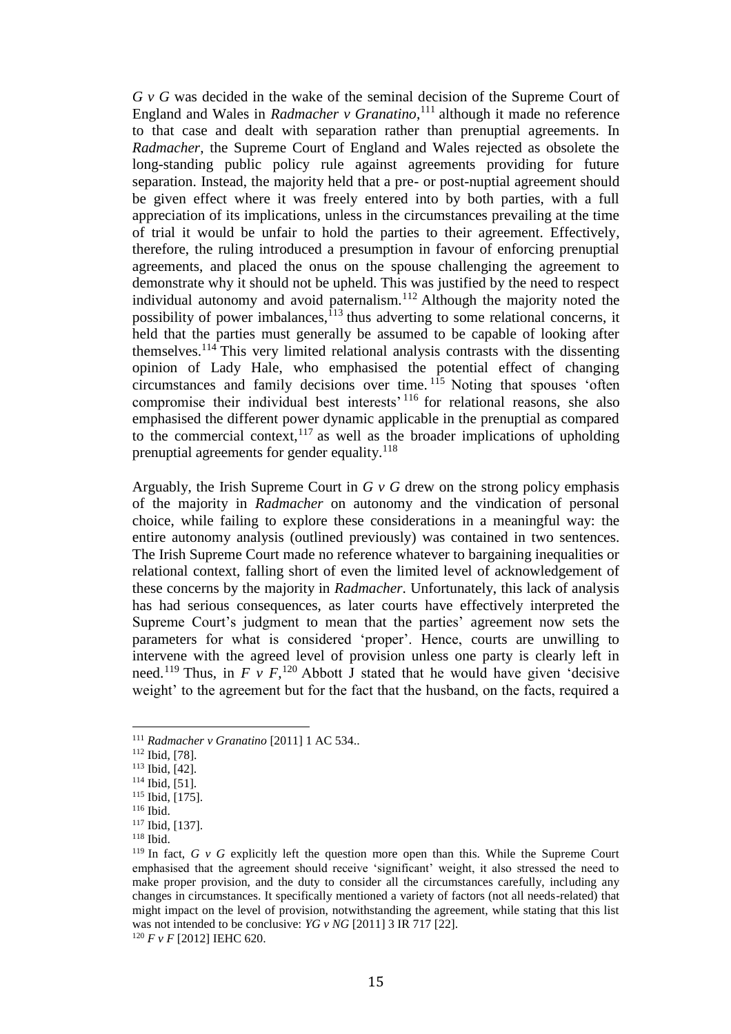*G v G* was decided in the wake of the seminal decision of the Supreme Court of England and Wales in *Radmacher v Granatino*,[111] although it made no reference to that case and dealt with separation rather than prenuptial agreements. In *Radmacher*, the Supreme Court of England and Wales rejected as obsolete the long-standing public policy rule against agreements providing for future separation. Instead, the majority held that a pre- or post-nuptial agreement should be given effect where it was freely entered into by both parties, with a full appreciation of its implications, unless in the circumstances prevailing at the time of trial it would be unfair to hold the parties to their agreement. Effectively, therefore, the ruling introduced a presumption in favour of enforcing prenuptial agreements, and placed the onus on the spouse challenging the agreement to demonstrate why it should not be upheld. This was justified by the need to respect individual autonomy and avoid paternalism.[112] Although the majority noted the possibility of power imbalances,[113] thus adverting to some relational concerns, it held that the parties must generally be assumed to be capable of looking after themselves.[114] This very limited relational analysis contrasts with the dissenting opinion of Lady Hale, who emphasised the potential effect of changing circumstances and family decisions over time.[115] Noting that spouses 'often compromise their individual best interests'[116] for relational reasons, she also emphasised the different power dynamic applicable in the prenuptial as compared to the commercial context,[117] as well as the broader implications of upholding prenuptial agreements for gender equality.[118]

Arguably, the Irish Supreme Court in *G v G* drew on the strong policy emphasis of the majority in *Radmacher* on autonomy and the vindication of personal choice, while failing to explore these considerations in a meaningful way: the entire autonomy analysis (outlined previously) was contained in two sentences. The Irish Supreme Court made no reference whatever to bargaining inequalities or relational context, falling short of even the limited level of acknowledgement of these concerns by the majority in *Radmacher*. Unfortunately, this lack of analysis has had serious consequences, as later courts have effectively interpreted the Supreme Court's judgment to mean that the parties' agreement now sets the parameters for what is considered 'proper'. Hence, courts are unwilling to intervene with the agreed level of provision unless one party is clearly left in need.[119] Thus, in *F v F*,[120] Abbott J stated that he would have given 'decisive weight' to the agreement but for the fact that the husband, on the facts, required a

---

[111] *Radmacher v Granatino* [2011] 1 AC 534..

[112] Ibid, [78].

[113] Ibid, [42].

[114] Ibid, [51].

[115] Ibid, [175].

[116] Ibid.

[117] Ibid, [137].

[118] Ibid.

[119] In fact, *G v G* explicitly left the question more open than this. While the Supreme Court emphasised that the agreement should receive 'significant' weight, it also stressed the need to make proper provision, and the duty to consider all the circumstances carefully, including any changes in circumstances. It specifically mentioned a variety of factors (not all needs-related) that might impact on the level of provision, notwithstanding the agreement, while stating that this list was not intended to be conclusive: *YG v NG* [2011] 3 IR 717 [22].

[120] *F v F* [2012] IEHC 620.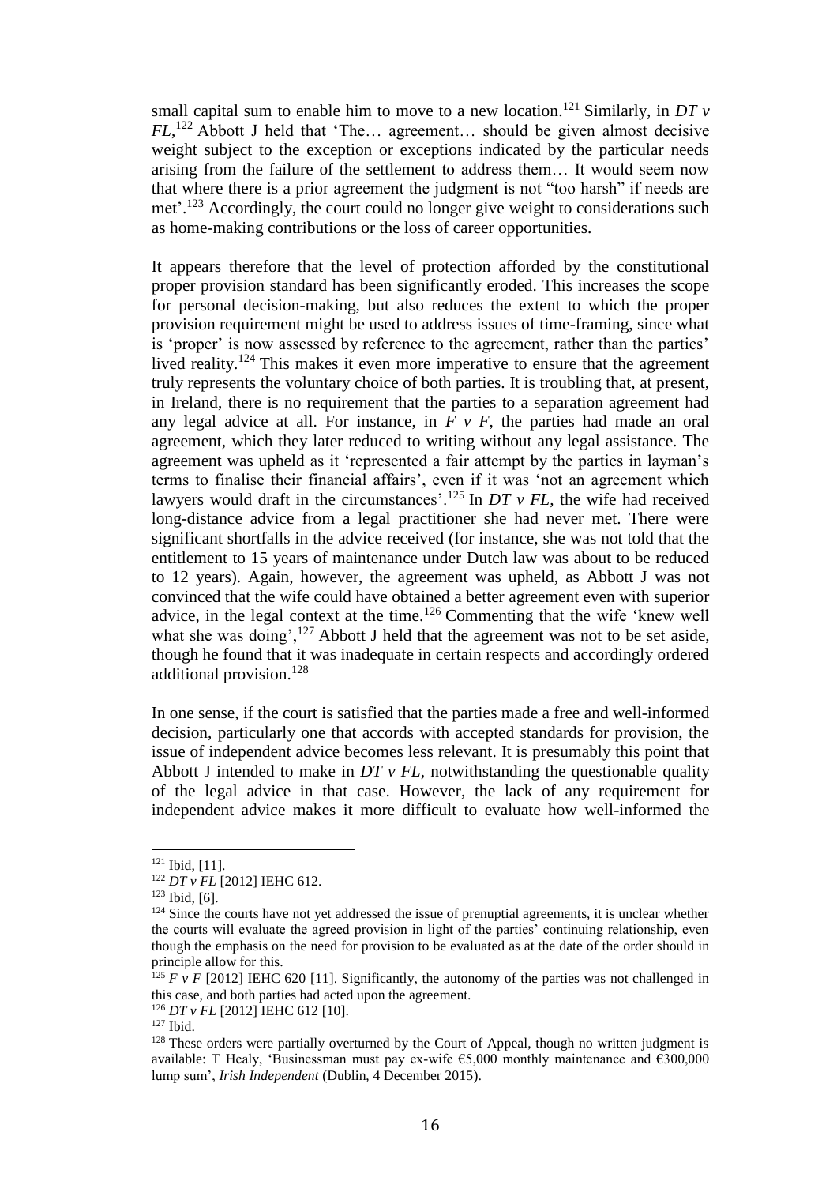small capital sum to enable him to move to a new location.[121] Similarly, in *DT v FL*,[122] Abbott J held that 'The… agreement… should be given almost decisive weight subject to the exception or exceptions indicated by the particular needs arising from the failure of the settlement to address them… It would seem now that where there is a prior agreement the judgment is not "too harsh" if needs are met'.[123] Accordingly, the court could no longer give weight to considerations such as home-making contributions or the loss of career opportunities.

It appears therefore that the level of protection afforded by the constitutional proper provision standard has been significantly eroded. This increases the scope for personal decision-making, but also reduces the extent to which the proper provision requirement might be used to address issues of time-framing, since what is 'proper' is now assessed by reference to the agreement, rather than the parties' lived reality.[124] This makes it even more imperative to ensure that the agreement truly represents the voluntary choice of both parties. It is troubling that, at present, in Ireland, there is no requirement that the parties to a separation agreement had any legal advice at all. For instance, in *F v F*, the parties had made an oral agreement, which they later reduced to writing without any legal assistance. The agreement was upheld as it 'represented a fair attempt by the parties in layman's terms to finalise their financial affairs', even if it was 'not an agreement which lawyers would draft in the circumstances'.[125] In *DT v FL*, the wife had received long-distance advice from a legal practitioner she had never met. There were significant shortfalls in the advice received (for instance, she was not told that the entitlement to 15 years of maintenance under Dutch law was about to be reduced to 12 years). Again, however, the agreement was upheld, as Abbott J was not convinced that the wife could have obtained a better agreement even with superior advice, in the legal context at the time.[126] Commenting that the wife 'knew well what she was doing',[127] Abbott J held that the agreement was not to be set aside, though he found that it was inadequate in certain respects and accordingly ordered additional provision.[128]

In one sense, if the court is satisfied that the parties made a free and well-informed decision, particularly one that accords with accepted standards for provision, the issue of independent advice becomes less relevant. It is presumably this point that Abbott J intended to make in *DT v FL*, notwithstanding the questionable quality of the legal advice in that case. However, the lack of any requirement for independent advice makes it more difficult to evaluate how well-informed the

---

[121] Ibid, [11].

[122] *DT v FL* [2012] IEHC 612.

[123] Ibid, [6].

[124] Since the courts have not yet addressed the issue of prenuptial agreements, it is unclear whether the courts will evaluate the agreed provision in light of the parties' continuing relationship, even though the emphasis on the need for provision to be evaluated as at the date of the order should in principle allow for this.

[125] *F v F* [2012] IEHC 620 [11]. Significantly, the autonomy of the parties was not challenged in this case, and both parties had acted upon the agreement.

[126] *DT v FL* [2012] IEHC 612 [10].

[127] Ibid.

[128] These orders were partially overturned by the Court of Appeal, though no written judgment is available: T Healy, 'Businessman must pay ex-wife €5,000 monthly maintenance and €300,000 lump sum', *Irish Independent* (Dublin, 4 December 2015).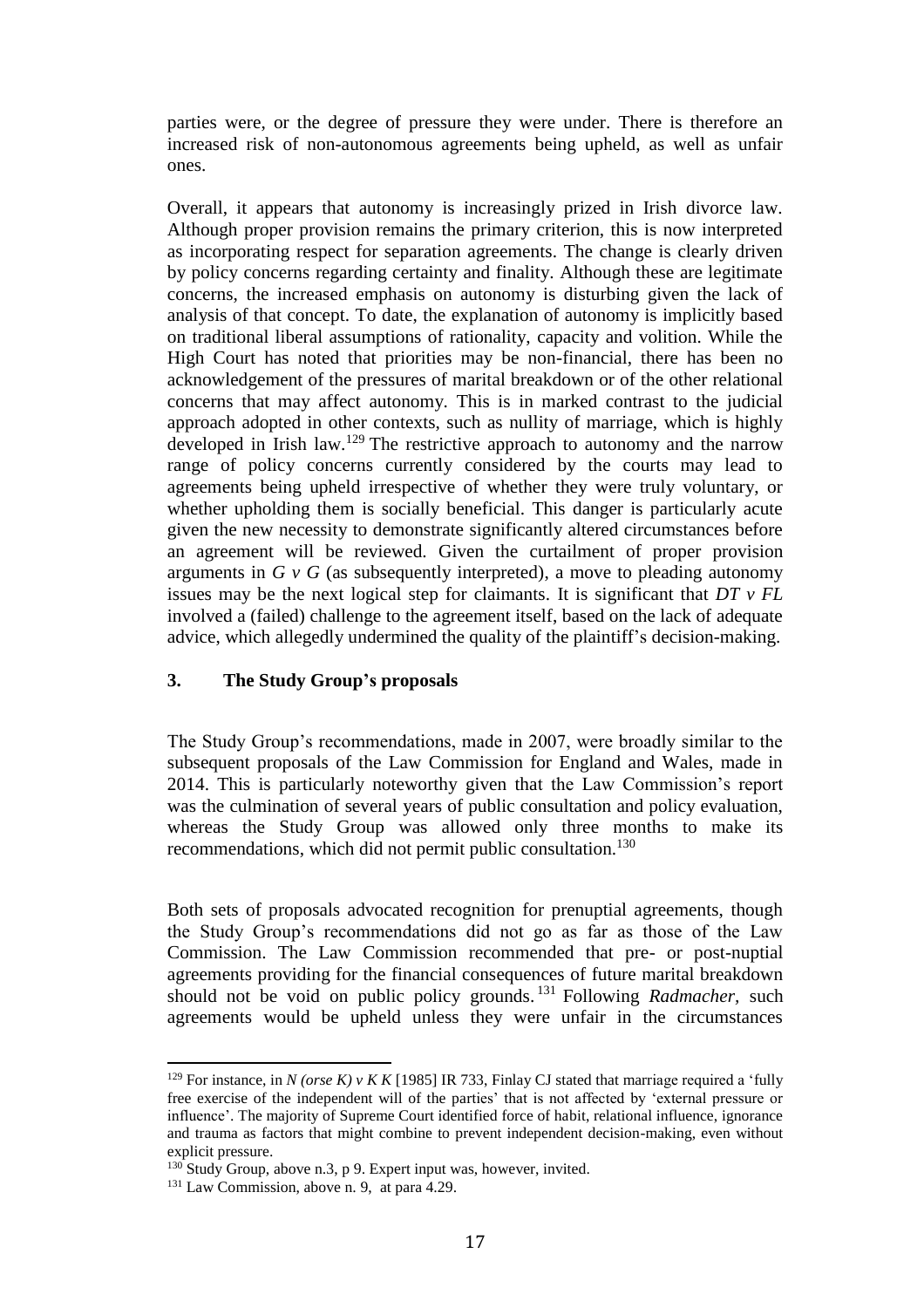parties were, or the degree of pressure they were under. There is therefore an increased risk of non-autonomous agreements being upheld, as well unfair ones.

Overall, it appears that autonomy is increasingly prized in Irish divorce law. Although proper provision remains the primary criterion, this is now interpreted as incorporating respect for separation agreements. The change is clearly driven by policy concerns regarding certainty and finality. Although these are legitimate concerns, the increased emphasis on autonomy is disturbing given the lack of analysis of that concept. To date, the explanation of autonomy is implicitly based on traditional liberal assumptions of rationality, capacity and volition. While the High Court has noted that priorities may be non-financial, there has been no acknowledgement of the pressures of marital breakdown or of the other relational concerns that may affect autonomy. This is in marked contrast to the judicial approach adopted in other contexts, such as nullity of marriage, which is highly developed in Irish law.[129] The restrictive approach to autonomy and the narrow range of policy concerns currently considered by the courts may lead to agreements being upheld irrespective of whether they were truly voluntary, or whether upholding them is socially beneficial. This danger is particularly acute given the new necessity to demonstrate significantly altered circumstances before an agreement will be reviewed. Given the curtailment of proper provision arguments in *G v G* (as subsequently interpreted), a move to pleading autonomy issues may be the next logical step for claimants. It is significant that *DT v FL* involved a (failed) challenge to the agreement itself, based on the lack of adequate advice, which allegedly undermined the quality of the plaintiff's decision-making.

### 3. The Study Group's proposals

The Study Group's recommendations, made in 2007, were broadly similar to the subsequent proposals of the Law Commission for England and Wales, made in 2014. This is particularly noteworthy given that the Law Commission's report was the culmination of several years of public consultation and policy evaluation, whereas the Study Group was allowed only three months to make its recommendations, which did not permit public consultation.[130]

Both sets of proposals advocated recognition for prenuptial agreements, though the Study Group's recommendations did not go as far as those of the Law Commission. The Law Commission recommended that pre- or post-nuptial agreements providing for the financial consequences of future marital breakdown should not be void on public policy grounds.[131] Following *Radmacher*, such agreements would be upheld unless they were unfair in the circumstances

---

[129] For instance, in *N (orse K) v K K* [1985] IR 733, Finlay CJ stated that marriage required a 'fully free exercise of the independent will of the parties' that is not affected by 'external pressure or influence'. The majority of Supreme Court identified force of habit, relational influence, ignorance and trauma as factors that might combine to prevent independent decision-making, even without explicit pressure.

[130] Study Group, above n.3, p 9. Expert input was, however, invited.

[131] Law Commission, above n. 9, at para 4.29.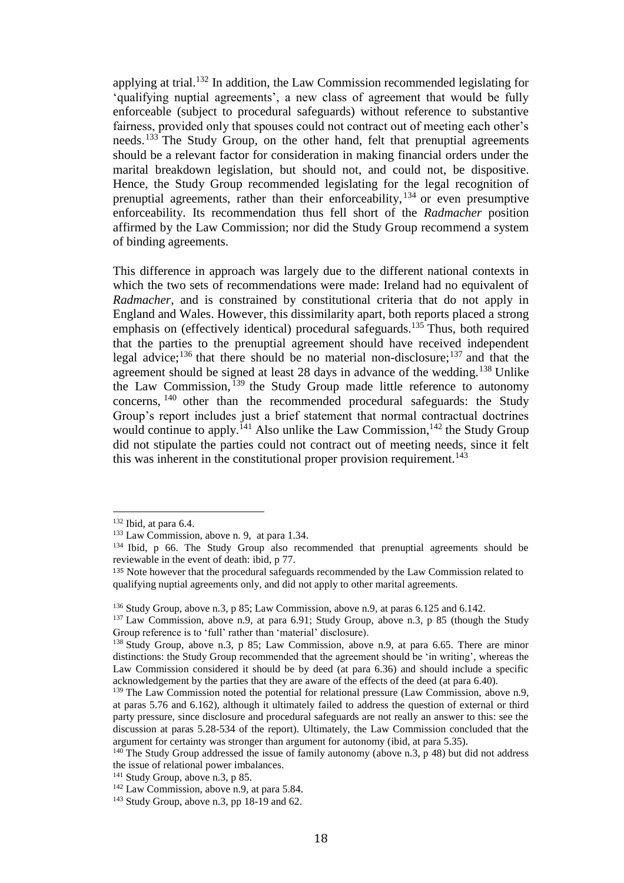applying at trial.[132] In addition, the Law Commission recommended legislating for 'qualifying nuptial agreements', a new class of agreement that would be fully enforceable (subject to procedural safeguards) without reference to substantive fairness, provided only that spouses could not contract out of meeting each other's needs.[133] The Study Group, on the other hand, felt that prenuptial agreements should be a relevant factor for consideration in making financial orders under the marital breakdown legislation, but should not, and could not, be dispositive. Hence, the Study Group recommended legislating for the legal recognition of prenuptial agreements, rather than their enforceability,[134] or even presumptive enforceability. Its recommendation thus fell short of the *Radmacher* position affirmed by the Law Commission; nor did the Study Group recommend a system of binding agreements.

This difference in approach was largely due to the different national contexts in which the two sets of recommendations were made: Ireland had no equivalent of *Radmacher*, and is constrained by constitutional criteria that do not apply in England and Wales. However, this dissimilarity apart, both reports placed a strong emphasis on (effectively identical) procedural safeguards.[135] Thus, both required that the parties to the prenuptial agreement should have received independent legal advice;[136] that there should be no material non-disclosure;[137] and that the agreement should be signed at least 28 days in advance of the wedding.[138] Unlike the Law Commission,[139] the Study Group made little reference to autonomy concerns,[140] other than the recommended procedural safeguards: the Study Group's report includes just a brief statement that normal contractual doctrines would continue to apply.[141] Also unlike the Law Commission,[142] the Study Group did not stipulate the parties could not contract out of meeting needs, since it felt this was inherent in the constitutional proper provision requirement.[143]

---

[132] Ibid, at para 6.4.

[133] Law Commission, above n. 9, at para 1.34.

[134] Ibid, p 66. The Study Group also recommended that prenuptial agreements should be reviewable in the event of death: ibid, p 77.

[135] Note however that the procedural safeguards recommended by the Law Commission related to qualifying nuptial agreements only, and did not apply to other marital agreements.

[136] Study Group, above n.3, p 85; Law Commission, above n.9, at paras 6.125 and 6.142.

[137] Law Commission, above n.9, at para 6.91; Study Group, above n.3, p 85 (though the Study Group reference is to 'full' rather than 'material' disclosure).

[138] Study Group, above n.3, p 85; Law Commission, above n.9, at para 6.65. There are minor distinctions: the Study Group recommended that the agreement should be 'in writing', whereas the Law Commission considered it should be by deed (at para 6.36) and should include a specific acknowledgement by the parties that they are aware of the effects of the deed (at para 6.40).

[139] The Law Commission noted the potential for relational pressure (Law Commission, above n.9, at paras 5.76 and 6.162), although it ultimately failed to address the question of external or third party pressure, since disclosure and procedural safeguards are not really an answer to this: see the discussion at paras 5.28-534 of the report). Ultimately, the Law Commission concluded that the argument for certainty was stronger than argument for autonomy (ibid, at para 5.35).

[140] The Study Group addressed the issue of family autonomy (above n.3, p 48) but did not address the issue of relational power imbalances.

[141] Study Group, above n.3, p 85.

[142] Law Commission, above n.9, at para 5.84.

[143] Study Group, above n.3, pp 18-19 and 62.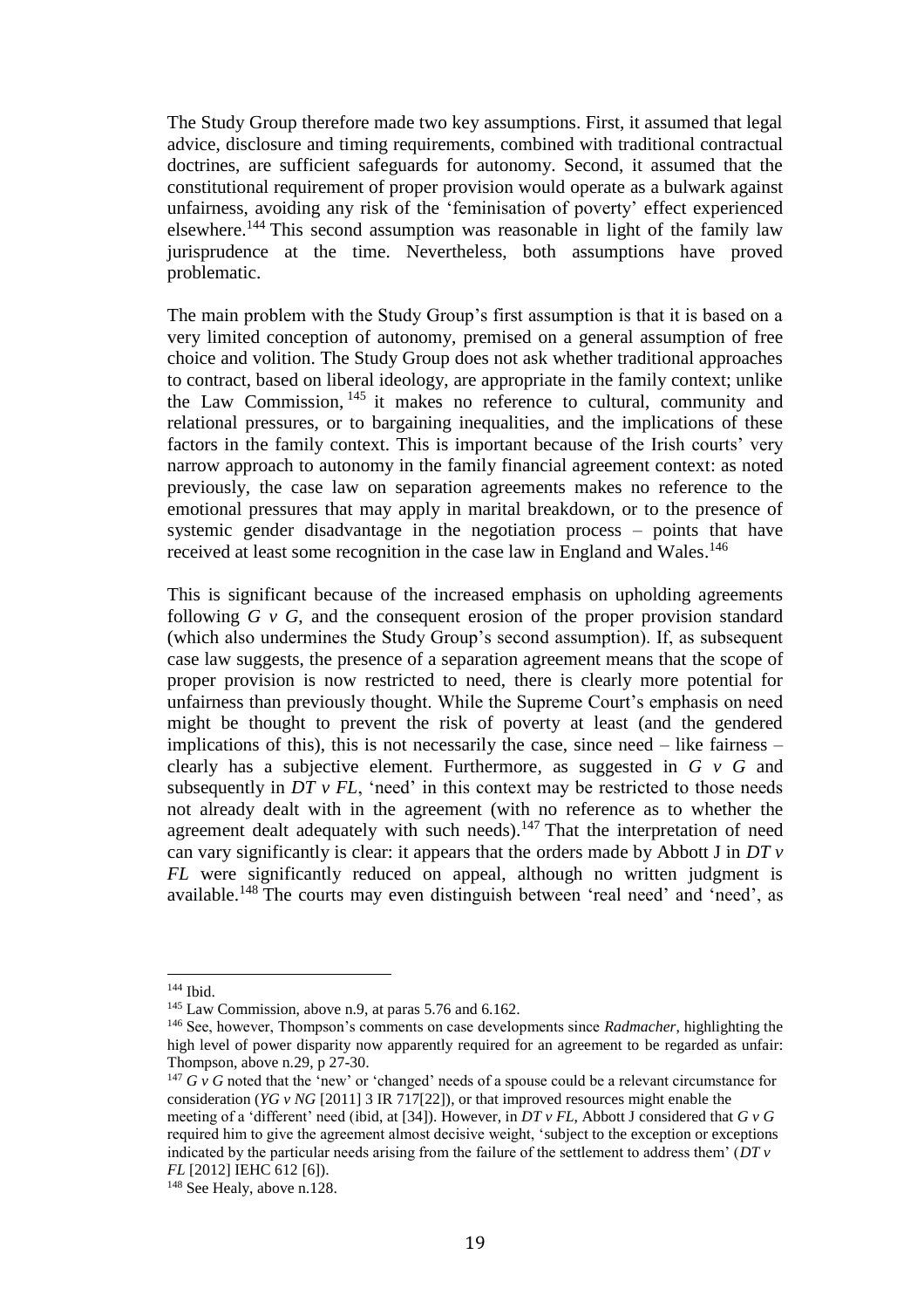The Study Group therefore made two key assumptions. First, it assumed that legal advice, disclosure and timing requirements, combined with traditional contractual doctrines, are sufficient safeguards for autonomy. Second, it assumed that the constitutional requirement of proper provision would operate as a bulwark against unfairness, avoiding any risk of the 'feminisation of poverty' effect experienced elsewhere.[144] This second assumption was reasonable in light of the family law jurisprudence at the time. Nevertheless, both assumptions have proved problematic.

The main problem with the Study Group's first assumption is that it is based on a very limited conception of autonomy, premised on a general assumption of free choice and volition. The Study Group does not ask whether traditional approaches to contract, based on liberal ideology, are appropriate in the family context; unlike the Law Commission,[145] it makes no reference to cultural, community and relational pressures, or to bargaining inequalities, and the implications of these factors in the family context. This is important because of the Irish courts' very narrow approach to autonomy in the family financial agreement context: as noted previously, the case law on separation agreements makes no reference to the emotional pressures that may apply in marital breakdown, or to the presence of systemic gender disadvantage in the negotiation process – points that have received at least some recognition in the case law in England and Wales.[146]

This is significant because of the increased emphasis on upholding agreements following *G v G*, and the consequent erosion of the proper provision standard (which also undermines the Study Group's second assumption). If, as subsequent case law suggests, the presence of a separation agreement means that the scope of proper provision is now restricted to need, there is clearly more potential for unfairness than previously thought. While the Supreme Court's emphasis on need might be thought to prevent the risk of poverty at least (and the gendered implications of this), this is not necessarily the case, since need – like fairness – clearly has a subjective element. Furthermore, as suggested in *G v G* and subsequently in *DT v FL*, 'need' in this context may be restricted to those needs not already dealt with in the agreement (with no reference as to whether the agreement dealt adequately with such needs).[147] That the interpretation of need can vary significantly is clear: it appears that the orders made by Abbott J in *DT v FL* were significantly reduced on appeal, although no written judgment is available.[148] The courts may even distinguish between 'real need' and 'need', as

---

[144] Ibid.

[145] Law Commission, above n.9, at paras 5.76 and 6.162.

[146] See, however, Thompson's comments on case developments since *Radmacher*, highlighting the high level of power disparity now apparently required for an agreement to be regarded as unfair: Thompson, above n.29, p 27-30.

[147] *G v G* noted that the 'new' or 'changed' needs of a spouse could be a relevant circumstance for consideration (*YG v NG* [2011] 3 IR 717[22]), or that improved resources might enable the meeting of a 'different' need (ibid, at [34]). However, in *DT v FL*, Abbott J considered that *G v G* required him to give the agreement almost decisive weight, 'subject to the exception or exceptions indicated by the particular needs arising from the failure of the settlement to address them' (*DT v FL* [2012] IEHC 612 [6]).

[148] See Healy, above n.128.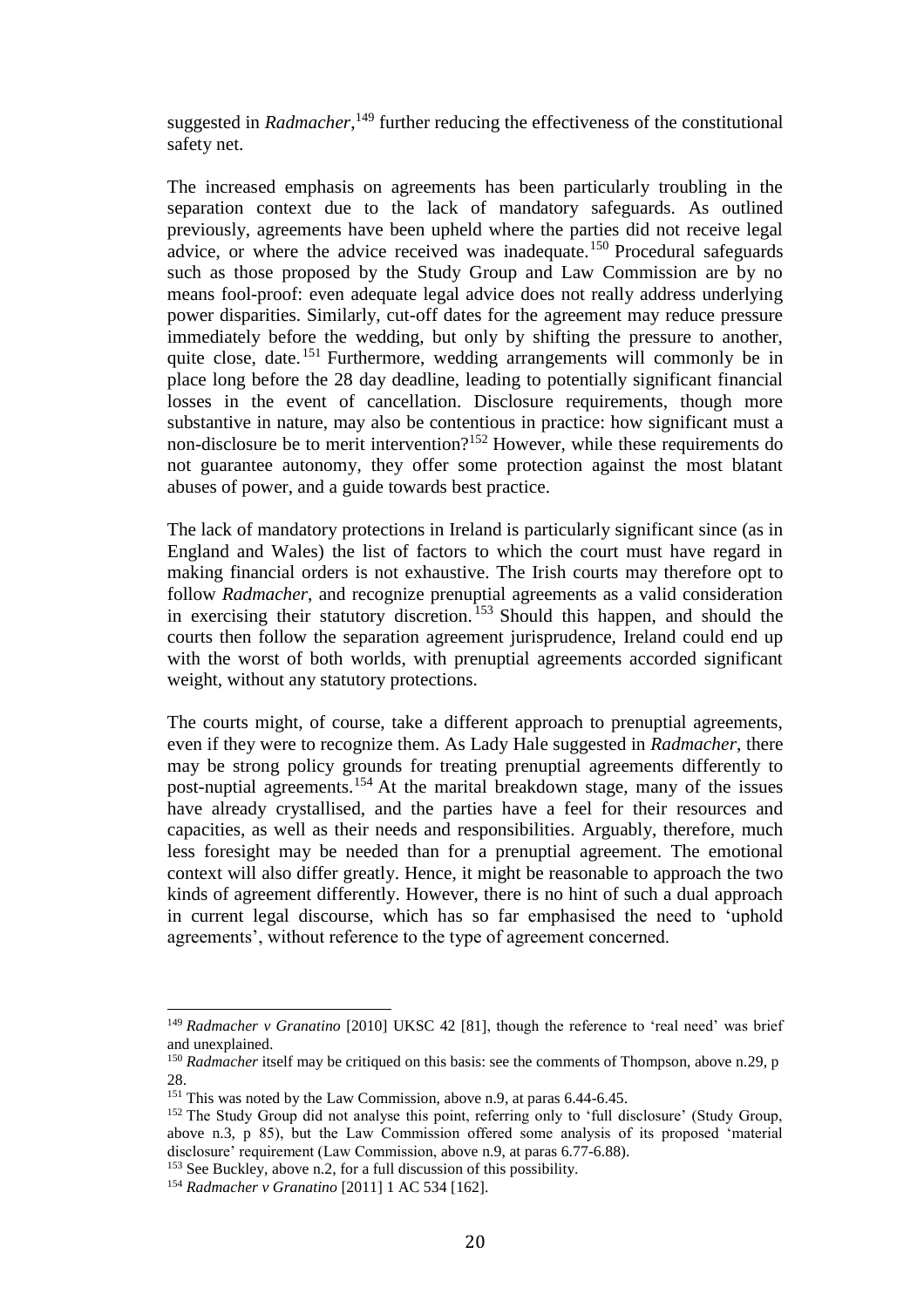suggested in *Radmacher*,[149] further reducing the effectiveness of the constitutional safety net.

The increased emphasis on agreements has been particularly troubling in the separation context due to the lack of mandatory safeguards. As outlined previously, agreements have been upheld where the parties did not receive legal advice, or where the advice received was inadequate.[150] Procedural safeguards such as those proposed by the Study Group and Law Commission are by no means fool-proof: even adequate legal advice does not really address underlying power disparities. Similarly, cut-off dates for the agreement may reduce pressure immediately before the wedding, but only by shifting the pressure to another, quite close, date.[151] Furthermore, wedding arrangements will commonly be in place long before the 28 day deadline, leading to potentially significant financial losses in the event of cancellation. Disclosure requirements, though more substantive in nature, may also be contentious in practice: how significant must a non-disclosure be to merit intervention?[152] However, while these requirements do not guarantee autonomy, they offer some protection against the most blatant abuses of power, and a guide towards best practice.

The lack of mandatory protections in Ireland is particularly significant since (as in England and Wales) the list of factors to which the court must have regard in making financial orders is not exhaustive. The Irish courts may therefore opt to follow *Radmacher*, and recognize prenuptial agreements as a valid consideration in exercising their statutory discretion.[153] Should this happen, and should the courts then follow the separation agreement jurisprudence, Ireland could end up with the worst of both worlds, with prenuptial agreements accorded significant weight, without any statutory protections.

The courts might, of course, take a different approach to prenuptial agreements, even if they were to recognize them. As Lady Hale suggested in *Radmacher*, there may be strong policy grounds for treating prenuptial agreements differently to post-nuptial agreements.[154] At the marital breakdown stage, many of the issues have already crystallised, and the parties have a feel for their resources and capacities, as well as their needs and responsibilities. Arguably, therefore, much less foresight may be needed than for a prenuptial agreement. The emotional context will also differ greatly. Hence, it might be reasonable to approach the two kinds of agreement differently. However, there is no hint of such a dual approach in current legal discourse, which has so far emphasised the need to 'uphold agreements', without reference to the type of agreement concerned.

---

[149] *Radmacher v Granatino* [2010] UKSC 42 [81], though the reference to 'real need' was brief and unexplained.

[150] *Radmacher* itself may be critiqued on this basis: see the comments of Thompson, above n.29, p 28.

[151] This was noted by the Law Commission, above n.9, at paras 6.44-6.45.

[152] The Study Group did not analyse this point, referring only to 'full disclosure' (Study Group, above n.3, p 85), but the Law Commission offered some analysis of its proposed 'material disclosure' requirement (Law Commission, above n.9, at paras 6.77-6.88).

[153] See Buckley, above n.2, for a full discussion of this possibility.

[154] *Radmacher v Granatino* [2011] 1 AC 534 [162].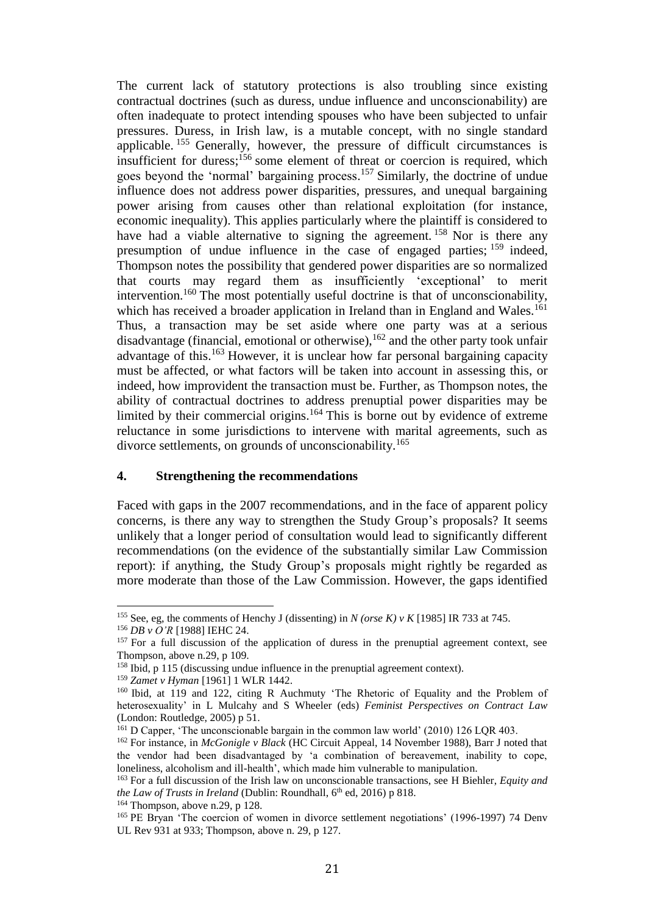The current lack of statutory protections is also troubling since existing contractual doctrines (such as duress, undue influence and unconscionability) are often inadequate to protect intending spouses who have been subjected to unfair pressures. Duress, in Irish law, is a mutable concept, with no single standard applicable.[155] Generally, however, the pressure of difficult circumstances is insufficient for duress;[156] some element of threat or coercion is required, which goes beyond the 'normal' bargaining process.[157] Similarly, the doctrine of undue influence does not address power disparities, pressures, and unequal bargaining power arising from causes other than relational exploitation (for instance, economic inequality). This applies particularly where the plaintiff is considered to have had a viable alternative to signing the agreement.[158] Nor is there any presumption of undue influence in the case of engaged parties;[159] indeed, Thompson notes the possibility that gendered power disparities are so normalized that courts may regard them as insufficiently 'exceptional' to merit intervention.[160] The most potentially useful doctrine is that of unconscionability, which has received a broader application in Ireland than in England and Wales.[161] Thus, a transaction may be set aside where one party was at a serious disadvantage (financial, emotional or otherwise),[162] and the other party took unfair advantage of this.[163] However, it is unclear how far personal bargaining capacity must be affected, or what factors will be taken into account in assessing this, or indeed, how improvident the transaction must be. Further, as Thompson notes, the ability of contractual doctrines to address prenuptial power disparities may be limited by their commercial origins.[164] This is borne out by evidence of extreme reluctance in some jurisdictions to intervene with marital agreements, such as divorce settlements, on grounds of unconscionability.[165]

## 4. Strengthening the recommendations

Faced with gaps in the 2007 recommendations, and in the face of apparent policy concerns, is there any way to strengthen the Study Group's proposals? It seems unlikely that a longer period of consultation would lead to significantly different recommendations (on the evidence of the substantially similar Law Commission report): if anything, the Study Group's proposals might rightly be regarded as more moderate than those of the Law Commission. However, the gaps identified

---

[155] See, eg, the comments of Henchy J (dissenting) in *N (orse K) v K* [1985] IR 733 at 745.

[156] *DB v O'R* [1988] IEHC 24.

[157] For a full discussion of the application of duress in the prenuptial agreement context, see Thompson, above n.29, p 109.

[158] Ibid, p 115 (discussing undue influence in the prenuptial agreement context).

[159] *Zamet v Hyman* [1961] 1 WLR 1442.

[160] Ibid, at 119 and 122, citing R Auchmuty 'The Rhetoric of Equality and the Problem of heterosexuality' in L Mulcahy and S Wheeler (eds) *Feminist Perspectives on Contract Law* (London: Routledge, 2005) p 51.

[161] D Capper, 'The unconscionable bargain in the common law world' (2010) 126 LQR 403.

[162] For instance, in *McGonigle v Black* (HC Circuit Appeal, 14 November 1988), Barr J noted that the vendor had been disadvantaged by 'a combination of bereavement, inability to cope, loneliness, alcoholism and ill-health', which made him vulnerable to manipulation.

[163] For a full discussion of the Irish law on unconscionable transactions, see H Biehler, *Equity and the Law of Trusts in Ireland* (Dublin: Roundhall, 6th ed, 2016) p 818.

[164] Thompson, above n.29, p 128.

[165] PE Bryan 'The coercion of women in divorce settlement negotiations' (1996-1997) 74 Denv UL Rev 931 at 933; Thompson, above n. 29, p 127.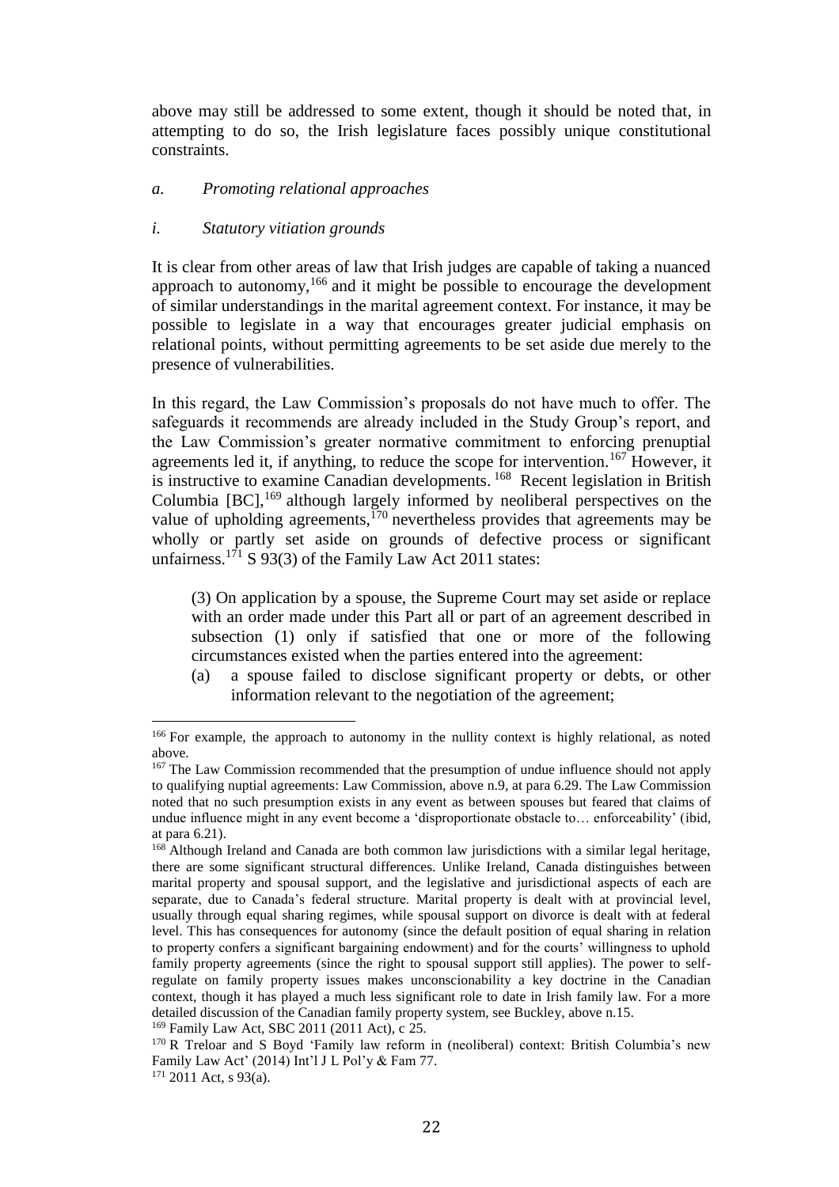above may still be addressed to some extent, though it should be noted that, in attempting to do so, the Irish legislature faces possibly unique constitutional constraints.

*a. Promoting relational approaches*

*i. Statutory vitiation grounds*

It is clear from other areas of law that Irish judges are capable of taking a nuanced approach to autonomy,[166] and it might be possible to encourage the development of similar understandings in the marital agreement context. For instance, it may be possible to legislate in a way that encourages greater judicial emphasis on relational points, without permitting agreements to be set aside due merely to the presence of vulnerabilities.

In this regard, the Law Commission's proposals do not have much to offer. The safeguards it recommends are already included in the Study Group's report, and the Law Commission's greater normative commitment to enforcing prenuptial agreements led it, if anything, to reduce the scope for intervention.[167] However, it is instructive to examine Canadian developments.[168] Recent legislation in British Columbia [BC],[169] although largely informed by neoliberal perspectives on the value of upholding agreements,[170] nevertheless provides that agreements may be wholly or partly set aside on grounds of defective process or significant unfairness.[171] S 93(3) of the Family Law Act 2011 states:

> (3) On application by a spouse, the Supreme Court may set aside or replace with an order made under this Part all or part of an agreement described in subsection (1) only if satisfied that one or more of the following circumstances existed when the parties entered into the agreement:
>
> (a) a spouse failed to disclose significant property or debts, or other information relevant to the negotiation of the agreement;

---

[166] For example, the approach to autonomy in the nullity context is highly relational, as noted above.

[167] The Law Commission recommended that the presumption of undue influence should not apply to qualifying nuptial agreements: Law Commission, above n.9, at para 6.29. The Law Commission noted that no such presumption exists in any event as between spouses but feared that claims of undue influence might in any event become a 'disproportionate obstacle to… enforceability' (ibid, at para 6.21).

[168] Although Ireland and Canada are both common law jurisdictions with a similar legal heritage, there are some significant structural differences. Unlike Ireland, Canada distinguishes between marital property and spousal support, and the legislative and jurisdictional aspects of each are separate, due to Canada's federal structure. Marital property is dealt with at provincial level, usually through equal sharing regimes, while spousal support on divorce is dealt with at federal level. This has consequences for autonomy (since the default position of equal sharing in relation to property confers a significant bargaining endowment) and for the courts' willingness to uphold family property agreements (since the right to spousal support still applies). The power to self-regulate on family property issues makes unconscionability a key doctrine in the Canadian context, though it has played a much less significant role to date in Irish family law. For a more detailed discussion of the Canadian family property system, see Buckley, above n.15.

[169] Family Law Act, SBC 2011 (2011 Act), c 25.

[170] R Treloar and S Boyd 'Family law reform in (neoliberal) context: British Columbia's new Family Law Act' (2014) Int'l J L Pol'y & Fam 77.

[171] 2011 Act, s 93(a).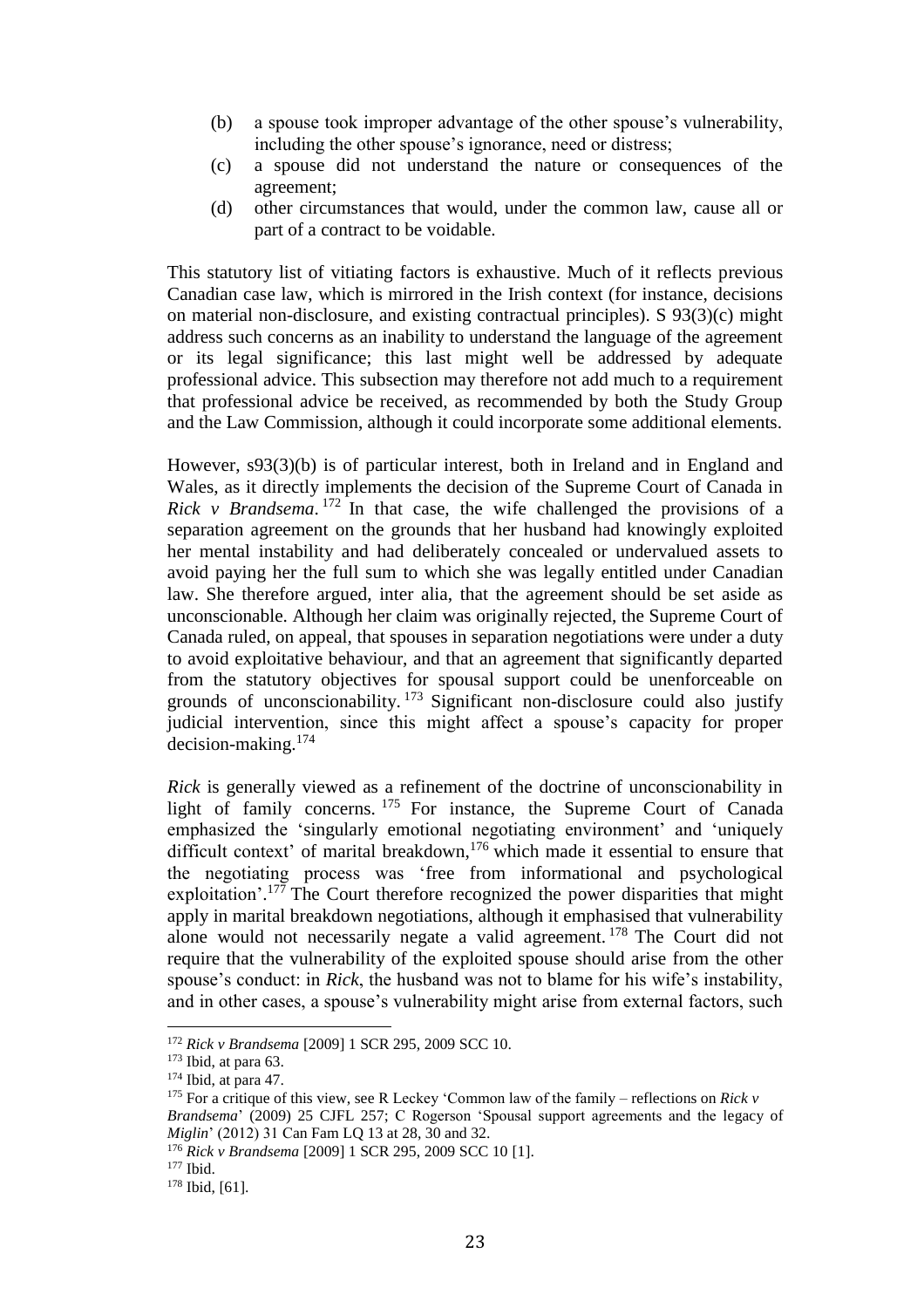(b) a spouse took improper advantage of the other spouse's vulnerability, including the other spouse's ignorance, need or distress;

(c) a spouse did not understand the nature or consequences of the agreement;

(d) other circumstances that would, under the common law, cause all or part of a contract to be voidable.

This statutory list of vitiating factors is exhaustive. Much of it reflects previous Canadian case law, which is mirrored in the Irish context (for instance, decisions on material non-disclosure, and existing contractual principles). S 93(3)(c) might address such concerns as an inability to understand the language of the agreement or its legal significance; this last might well be addressed by adequate professional advice. This subsection may therefore not add much to a requirement that professional advice be received, as recommended by both the Study Group and the Law Commission, although it could incorporate some additional elements.

However, s93(3)(b) is of particular interest, both in Ireland and in England and Wales, as it directly implements the decision of the Supreme Court of Canada in *Rick v Brandsema*.[172] In that case, the wife challenged the provisions of a separation agreement on the grounds that her husband had knowingly exploited her mental instability and had deliberately concealed or undervalued assets to avoid paying her the full sum to which she was legally entitled under Canadian law. She therefore argued, inter alia, that the agreement should be set aside as unconscionable. Although her claim was originally rejected, the Supreme Court of Canada ruled, on appeal, that spouses in separation negotiations were under a duty to avoid exploitative behaviour, and that an agreement that significantly departed from the statutory objectives for spousal support could be unenforceable on grounds of unconscionability.[173] Significant non-disclosure could also justify judicial intervention, since this might affect a spouse's capacity for proper decision-making.[174]

*Rick* is generally viewed as a refinement of the doctrine of unconscionability in light of family concerns.[175] For instance, the Supreme Court of Canada emphasized the 'singularly emotional negotiating environment' and 'uniquely difficult context' of marital breakdown,[176] which made it essential to ensure that the negotiating process was 'free from informational and psychological exploitation'.[177] The Court therefore recognized the power disparities that might apply in marital breakdown negotiations, although it emphasised that vulnerability alone would not necessarily negate a valid agreement.[178] The Court did not require that the vulnerability of the exploited spouse should arise from the other spouse's conduct: in *Rick*, the husband was not to blame for his wife's instability, and in other cases, a spouse's vulnerability might arise from external factors, such

---

[172] *Rick v Brandsema* [2009] 1 SCR 295, 2009 SCC 10.

[173] Ibid, at para 63.

[174] Ibid, at para 47.

[175] For a critique of this view, see R Leckey 'Common law of the family – reflections on *Rick v Brandsema*' (2009) 25 CJFL 257; C Rogerson 'Spousal support agreements and the legacy of *Miglin*' (2012) 31 Can Fam LQ 13 at 28, 30 and 32.

[176] *Rick v Brandsema* [2009] 1 SCR 295, 2009 SCC 10 [1].

[177] Ibid.

[178] Ibid, [61].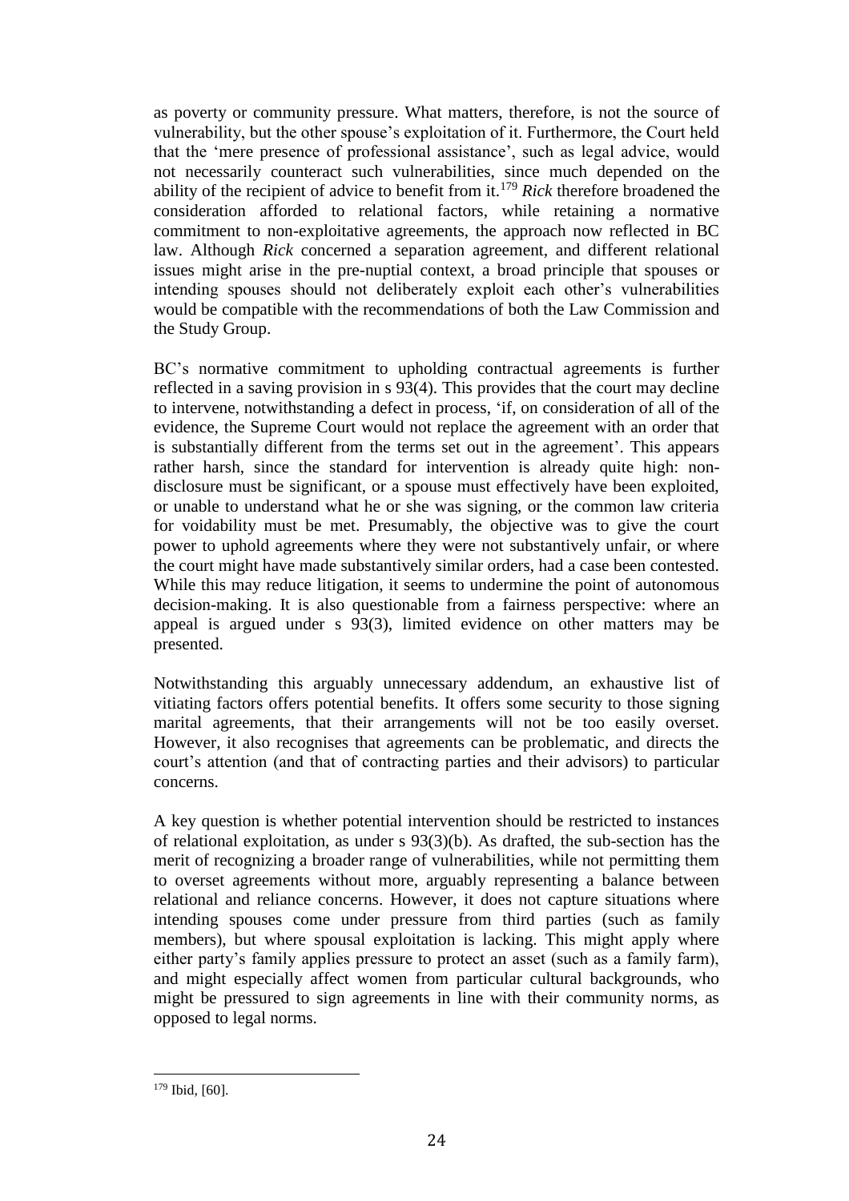as poverty or community pressure. What matters, therefore, is not the source of vulnerability, but the other spouse's exploitation of it. Furthermore, the Court held that the 'mere presence of professional assistance', such as legal advice, would not necessarily counteract such vulnerabilities, since much depended on the ability of the recipient of advice to benefit from it.[179] *Rick* therefore broadened the consideration afforded to relational factors, while retaining a normative commitment to non-exploitative agreements, the approach now reflected in BC law. Although *Rick* concerned a separation agreement, and different relational issues might arise in the pre-nuptial context, a broad principle that spouses or intending spouses should not deliberately exploit each other's vulnerabilities would be compatible with the recommendations of both the Law Commission and the Study Group.

BC's normative commitment to upholding contractual agreements is further reflected in a saving provision in s 93(4). This provides that the court may decline to intervene, notwithstanding a defect in process, 'if, on consideration of all of the evidence, the Supreme Court would not replace the agreement with an order that is substantially different from the terms set out in the agreement'. This appears rather harsh, since the standard for intervention is already quite high: non-disclosure must be significant, or a spouse must effectively have been exploited, or unable to understand what he or she was signing, or the common law criteria for voidability must be met. Presumably, the objective was to give the court power to uphold agreements where they were not substantively unfair, or where the court might have made substantively similar orders, had a case been contested. While this may reduce litigation, it seems to undermine the point of autonomous decision-making. It is also questionable from a fairness perspective: where an appeal is argued under s 93(3), limited evidence on other matters may be presented.

Notwithstanding this arguably unnecessary addendum, an exhaustive list of vitiating factors offers potential benefits. It offers some security to those signing marital agreements, that their arrangements will not be too easily overset. However, it also recognises that agreements can be problematic, and directs the court's attention (and that of contracting parties and their advisors) to particular concerns.

A key question is whether potential intervention should be restricted to instances of relational exploitation, as under s 93(3)(b). As drafted, the sub-section has the merit of recognizing a broader range of vulnerabilities, while not permitting them to overset agreements without more, arguably representing a balance between relational and reliance concerns. However, it does not capture situations where intending spouses come under pressure from third parties (such as family members), but where spousal exploitation is lacking. This might apply where either party's family applies pressure to protect an asset (such as a family farm), and might especially affect women from particular cultural backgrounds, who might be pressured to sign agreements in line with their community norms, as opposed to legal norms.

---

[179] Ibid, [60].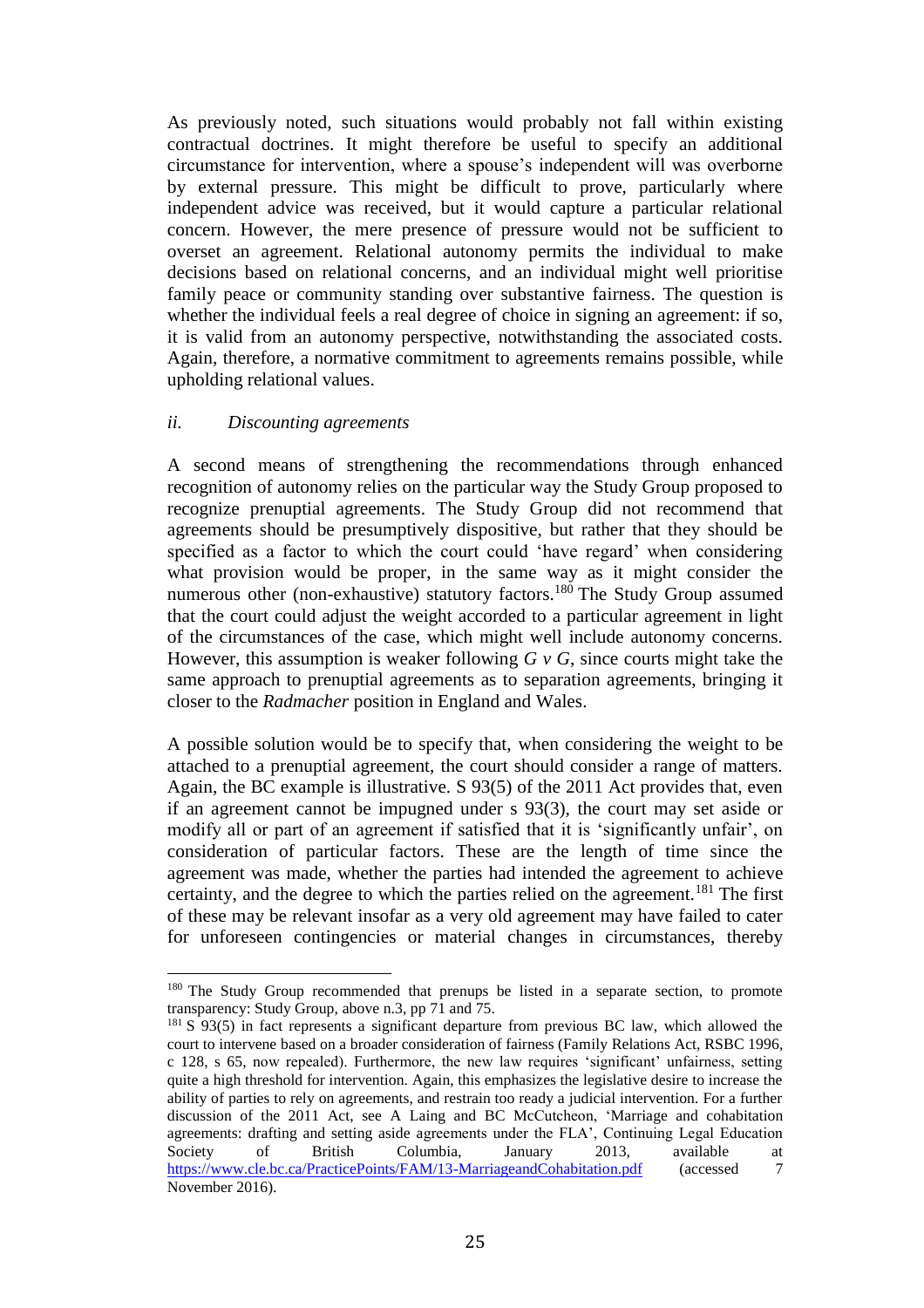As previously noted, such situations would probably not fall within existing contractual doctrines. It might therefore be useful to specify an additional circumstance for intervention, where a spouse's independent will was overborne by external pressure. This might be difficult to prove, particularly where independent advice was received, but it would capture a particular relational concern. However, the mere presence of pressure would not be sufficient to overset an agreement. Relational autonomy permits the individual to make decisions based on relational concerns, and an individual might well prioritise family peace or community standing over substantive fairness. The question is whether the individual feels a real degree of choice in signing an agreement: if so, it is valid from an autonomy perspective, notwithstanding the associated costs. Again, therefore, a normative commitment to agreements remains possible, while upholding relational values.

### *ii. Discounting agreements*

A second means of strengthening the recommendations through enhanced recognition of autonomy relies on the particular way the Study Group proposed to recognize prenuptial agreements. The Study Group did not recommend that agreements should be presumptively dispositive, but rather that they should be specified as a factor to which the court could 'have regard' when considering what provision would be proper, in the same way as it might consider the numerous other (non-exhaustive) statutory factors.[180] The Study Group assumed that the court could adjust the weight accorded to a particular agreement in light of the circumstances of the case, which might well include autonomy concerns. However, this assumption is weaker following *G v G*, since courts might take the same approach to prenuptial agreements as to separation agreements, bringing it closer to the *Radmacher* position in England and Wales.

A possible solution would be to specify that, when considering the weight to be attached to a prenuptial agreement, the court should consider a range of matters. Again, the BC example is illustrative. S 93(5) of the 2011 Act provides that, even if an agreement cannot be impugned under s 93(3), the court may set aside or modify all or part of an agreement if satisfied that it is 'significantly unfair', on consideration of particular factors. These are the length of time since the agreement was made, whether the parties had intended the agreement to achieve certainty, and the degree to which the parties relied on the agreement.[181] The first of these may be relevant insofar as a very old agreement may have failed to cater for unforeseen contingencies or material changes in circumstances, thereby

---

[180] The Study Group recommended that prenups be listed in a separate section, to promote transparency: Study Group, above n.3, pp 71 and 75.

[181] S 93(5) in fact represents a significant departure from previous BC law, which allowed the court to intervene based on a broader consideration of fairness (Family Relations Act, RSBC 1996, c 128, s 65, now repealed). Furthermore, the new law requires 'significant' unfairness, setting quite a high threshold for intervention. Again, this emphasizes the legislative desire to increase the ability of parties to rely on agreements, and restrain too ready a judicial intervention. For a further discussion of the 2011 Act, see A Laing and BC McCutcheon, 'Marriage and cohabitation agreements: drafting and setting aside agreements under the FLA', Continuing Legal Education Society of British Columbia, January 2013, available at https://www.cle.bc.ca/PracticePoints/FAM/13-MarriageandCohabitation.pdf (accessed 7 November 2016).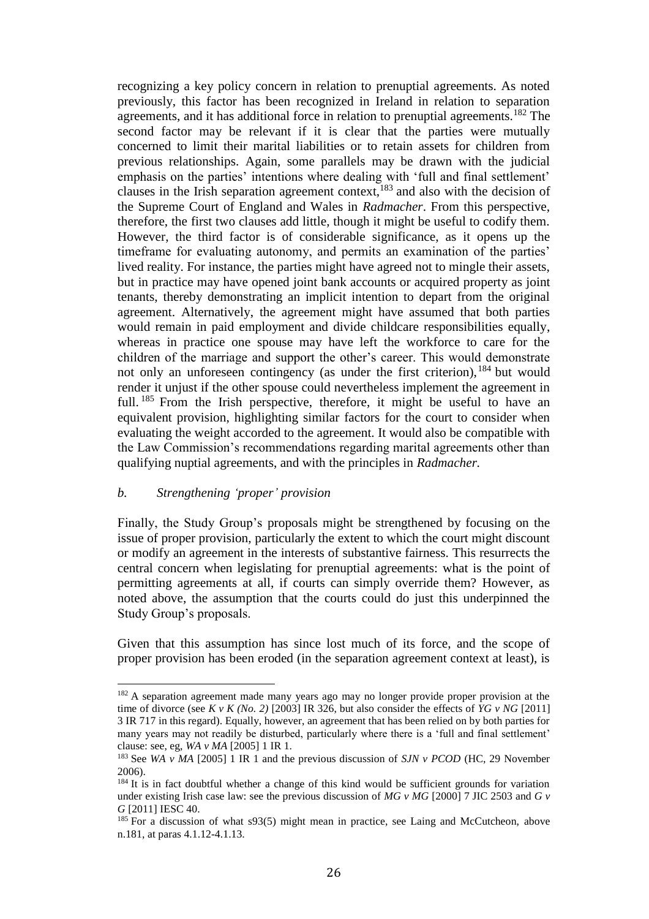recognizing a key policy concern in relation to prenuptial agreements. As noted previously, this factor has been recognized in Ireland in relation to separation agreements, and it has additional force in relation to prenuptial agreements.[182] The second factor may be relevant if it is clear that the parties were mutually concerned to limit their marital liabilities or to retain assets for children from previous relationships. Again, some parallels may be drawn with the judicial emphasis on the parties' intentions where dealing with 'full and final settlement' clauses in the Irish separation agreement context,[183] and also with the decision of the Supreme Court of England and Wales in *Radmacher*. From this perspective, therefore, the first two clauses add little, though it might be useful to codify them. However, the third factor is of considerable significance, as it opens up the timeframe for evaluating autonomy, and permits an examination of the parties' lived reality. For instance, the parties might have agreed not to mingle their assets, but in practice may have opened joint bank accounts or acquired property as joint tenants, thereby demonstrating an implicit intention to depart from the original agreement. Alternatively, the agreement might have assumed that both parties would remain in paid employment and divide childcare responsibilities equally, whereas in practice one spouse may have left the workforce to care for the children of the marriage and support the other's career. This would demonstrate not only an unforeseen contingency (as under the first criterion),[184] but would render it unjust if the other spouse could nevertheless implement the agreement in full.[185] From the Irish perspective, therefore, it might be useful to have an equivalent provision, highlighting similar factors for the court to consider when evaluating the weight accorded to the agreement. It would also be compatible with the Law Commission's recommendations regarding marital agreements other than qualifying nuptial agreements, and with the principles in *Radmacher.*

### *b. Strengthening 'proper' provision*

Finally, the Study Group's proposals might be strengthened by focusing on the issue of proper provision, particularly the extent to which the court might discount or modify an agreement in the interests of substantive fairness. This resurrects the central concern when legislating for prenuptial agreements: what is the point of permitting agreements at all, if courts can simply override them? However, as noted above, the assumption that the courts could do just this underpinned the Study Group's proposals.

Given that this assumption has since lost much of its force, and the scope of proper provision has been eroded (in the separation agreement context at least), is

---

[182] A separation agreement made many years ago may no longer provide proper provision at the time of divorce (see *K v K (No. 2)* [2003] IR 326, but also consider the effects of *YG v NG* [2011] 3 IR 717 in this regard). Equally, however, an agreement that has been relied on by both parties for many years may not readily be disturbed, particularly where there is a 'full and final settlement' clause: see, eg, *WA v MA* [2005] 1 IR 1.

[183] See *WA v MA* [2005] 1 IR 1 and the previous discussion of *SJN v PCOD* (HC, 29 November 2006).

[184] It is in fact doubtful whether a change of this kind would be sufficient grounds for variation under existing Irish case law: see the previous discussion of *MG v MG* [2000] 7 JIC 2503 and *G v G* [2011] IESC 40.

[185] For a discussion of what s93(5) might mean in practice, see Laing and McCutcheon, above n.181, at paras 4.1.12-4.1.13.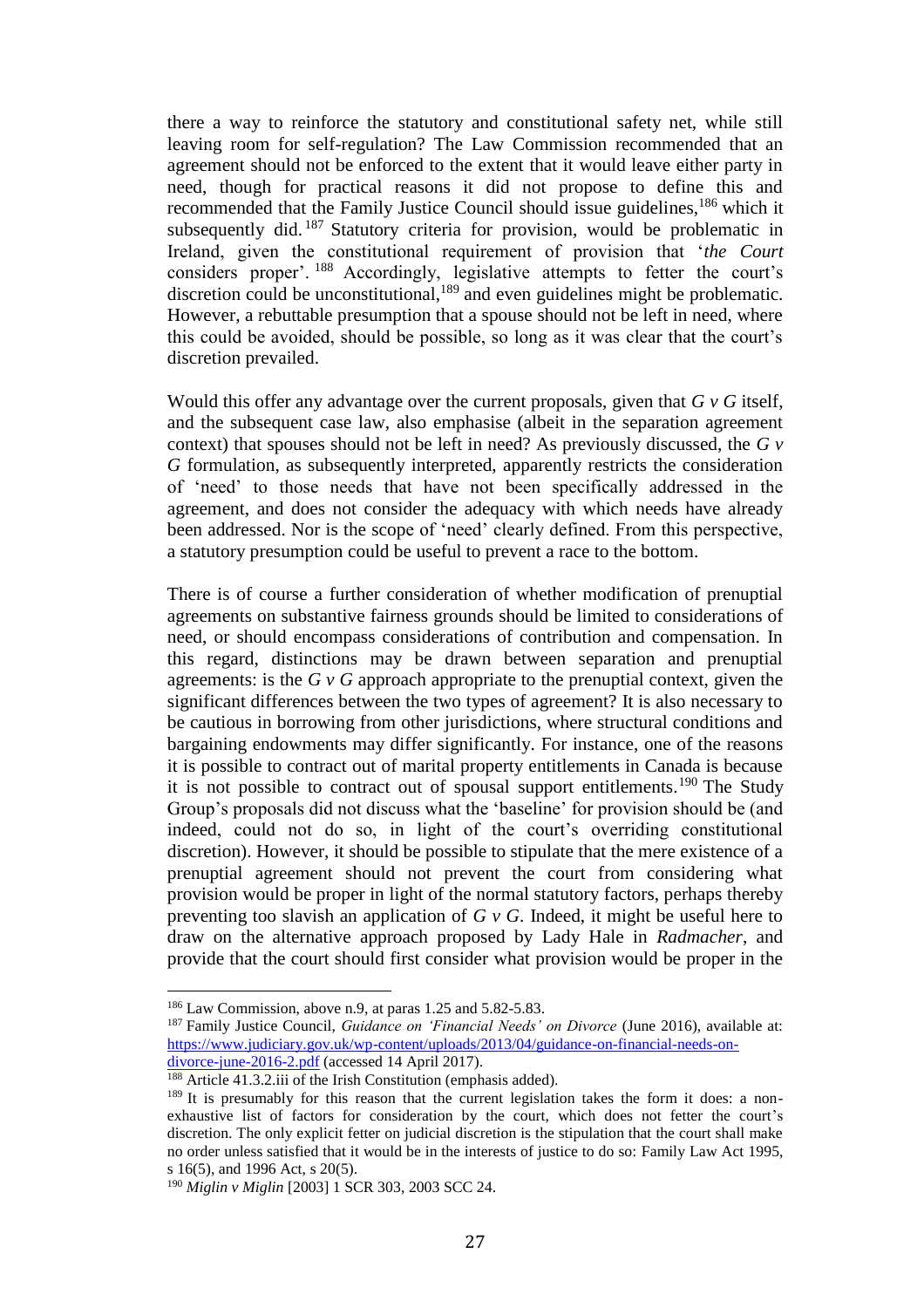there a way to reinforce the statutory and constitutional safety net, while still leaving room for self-regulation? The Law Commission recommended that an agreement should not be enforced to the extent that it would leave either party in need, though for practical reasons it did not propose to define this and recommended that the Family Justice Council should issue guidelines,[186] which it subsequently did.[187] Statutory criteria for provision, would be problematic in Ireland, given the constitutional requirement of provision that '*the Court* considers proper'.[188] Accordingly, legislative attempts to fetter the court's discretion could be unconstitutional,[189] and even guidelines might be problematic. However, a rebuttable presumption that a spouse should not be left in need, where this could be avoided, should be possible, so long as it was clear that the court's discretion prevailed.

Would this offer any advantage over the current proposals, given that *G v G* itself, and the subsequent case law, also emphasise (albeit in the separation agreement context) that spouses should not be left in need? As previously discussed, the *G v G* formulation, as subsequently interpreted, apparently restricts the consideration of 'need' to those needs that have not been specifically addressed in the agreement, and does not consider the adequacy with which needs have already been addressed. Nor is the scope of 'need' clearly defined. From this perspective, a statutory presumption could be useful to prevent a race to the bottom.

There is of course a further consideration of whether modification of prenuptial agreements on substantive fairness grounds should be limited to considerations of need, or should encompass considerations of contribution and compensation. In this regard, distinctions may be drawn between separation and prenuptial agreements: is the *G v G* approach appropriate to the prenuptial context, given the significant differences between the two types of agreement? It is also necessary to be cautious in borrowing from other jurisdictions, where structural conditions and bargaining endowments may differ significantly. For instance, one of the reasons it is possible to contract out of marital property entitlements in Canada is because it is not possible to contract out of spousal support entitlements.[190] The Study Group's proposals did not discuss what the 'baseline' for provision should be (and indeed, could not do so, in light of the court's overriding constitutional discretion). However, it should be possible to stipulate that the mere existence of a prenuptial agreement should not prevent the court from considering what provision would be proper in light of the normal statutory factors, perhaps thereby preventing too slavish an application of *G v G*. Indeed, it might be useful here to draw on the alternative approach proposed by Lady Hale in *Radmacher*, and provide that the court should first consider what provision would be proper in the

---

[186] Law Commission, above n.9, at paras 1.25 and 5.82-5.83.

[187] Family Justice Council, *Guidance on 'Financial Needs' on Divorce* (June 2016), available at: https://www.judiciary.gov.uk/wp-content/uploads/2013/04/guidance-on-financial-needs-on-divorce-june-2016-2.pdf (accessed 14 April 2017).

[188] Article 41.3.2.iii of the Irish Constitution (emphasis added).

[189] It is presumably for this reason that the current legislation takes the form it does: a non-exhaustive list of factors for consideration by the court, which does not fetter the court's discretion. The only explicit fetter on judicial discretion is the stipulation that the court shall make no order unless satisfied that it would be in the interests of justice to do so: Family Law Act 1995, s 16(5), and 1996 Act, s 20(5).

[190] *Miglin v Miglin* [2003] 1 SCR 303, 2003 SCC 24.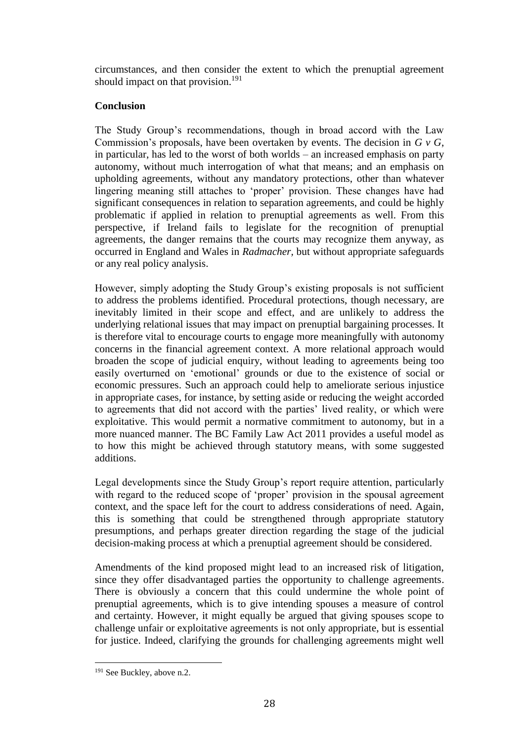circumstances, and then consider the extent to which the prenuptial agreement should impact on that provision.[191]

## Conclusion

The Study Group's recommendations, though in broad accord with the Law Commission's proposals, have been overtaken by events. The decision in *G v G*, in particular, has led to the worst of both worlds – an increased emphasis on party autonomy, without much interrogation of what that means; and an emphasis on upholding agreements, without any mandatory protections, other than whatever lingering meaning still attaches to 'proper' provision. These changes have had significant consequences in relation to separation agreements, and could be highly problematic if applied in relation to prenuptial agreements as well. From this perspective, if Ireland fails to legislate for the recognition of prenuptial agreements, the danger remains that the courts may recognize them anyway, as occurred in England and Wales in *Radmacher*, but without appropriate safeguards or any real policy analysis.

However, simply adopting the Study Group's existing proposals is not sufficient to address the problems identified. Procedural protections, though necessary, are inevitably limited in their scope and effect, and are unlikely to address the underlying relational issues that may impact on prenuptial bargaining processes. It is therefore vital to encourage courts to engage more meaningfully with autonomy concerns in the financial agreement context. A more relational approach would broaden the scope of judicial enquiry, without leading to agreements being too easily overturned on 'emotional' grounds or due to the existence of social or economic pressures. Such an approach could help to ameliorate serious injustice in appropriate cases, for instance, by setting aside or reducing the weight accorded to agreements that did not accord with the parties' lived reality, or which were exploitative. This would permit a normative commitment to autonomy, but in a more nuanced manner. The BC Family Law Act 2011 provides a useful model as to how this might be achieved through statutory means, with some suggested additions.

Legal developments since the Study Group's report require attention, particularly with regard to the reduced scope of 'proper' provision in the spousal agreement context, and the space left for the court to address considerations of need. Again, this is something that could be strengthened through appropriate statutory presumptions, and perhaps greater direction regarding the stage of the judicial decision-making process at which a prenuptial agreement should be considered.

Amendments of the kind proposed might lead to an increased risk of litigation, since they offer disadvantaged parties the opportunity to challenge agreements. There is obviously a concern that this could undermine the whole point of prenuptial agreements, which is to give intending spouses a measure of control and certainty. However, it might equally be argued that giving spouses scope to challenge unfair or exploitative agreements is not only appropriate, but is essential for justice. Indeed, clarifying the grounds for challenging agreements might well

---

[191] See Buckley, above n.2.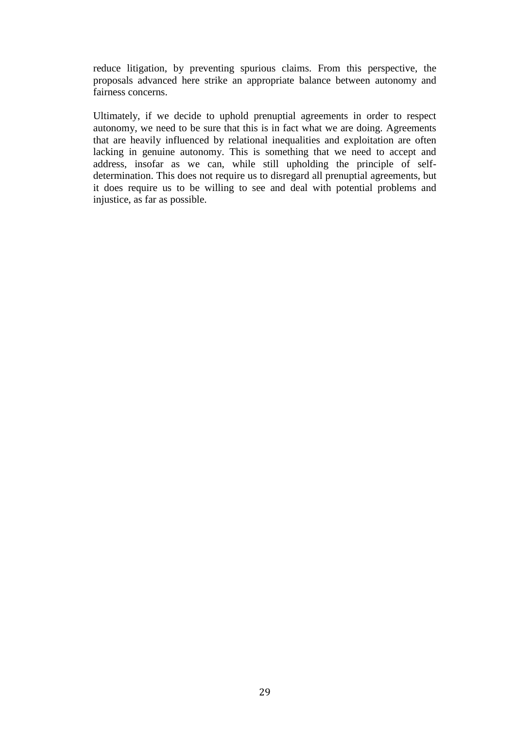reduce litigation, by preventing spurious claims. From this perspective, the proposals advanced here strike an appropriate balance between autonomy and fairness concerns.

Ultimately, if we decide to uphold prenuptial agreements in order to respect autonomy, we need to be sure that this is in fact what we are doing. Agreements that are heavily influenced by relational inequalities and exploitation are often lacking in genuine autonomy. This is something that we need to accept and address, insofar as we can, while still upholding the principle of self-determination. This does not require us to disregard all prenuptial agreements, but it does require us to be willing to see and deal with potential problems and injustice, as far as possible.